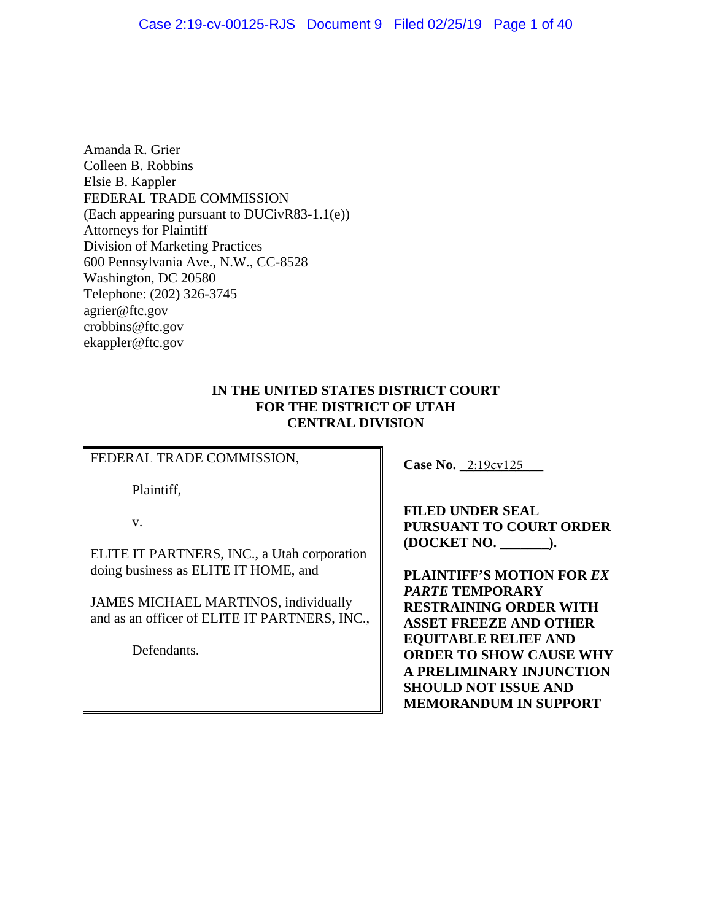Amanda R. Grier
Colleen B. Robbins
Elsie B. Kappler
FEDERAL TRADE COMMISSION
(Each appearing pursuant to DUCivR83-1.1(e))
Attorneys for Plaintiff
Division of Marketing Practices
600 Pennsylvania Ave., N.W., CC-8528
Washington, DC 20580
Telephone: (202) 326-3745
agrier@ftc.gov
crobbins@ftc.gov
ekappler@ftc.gov

**IN THE UNITED STATES DISTRICT COURT**
**FOR THE DISTRICT OF UTAH**
**CENTRAL DIVISION**

FEDERAL TRADE COMMISSION,

Plaintiff,

v.

ELITE IT PARTNERS, INC., a Utah corporation doing business as ELITE IT HOME, and

JAMES MICHAEL MARTINOS, individually and as an officer of ELITE IT PARTNERS, INC.,

Defendants.

**Case No.** 2:19cv125

**FILED UNDER SEAL PURSUANT TO COURT ORDER (DOCKET NO. _______).**

**PLAINTIFF'S MOTION FOR *EX PARTE* TEMPORARY RESTRAINING ORDER WITH ASSET FREEZE AND OTHER EQUITABLE RELIEF AND ORDER TO SHOW CAUSE WHY A PRELIMINARY INJUNCTION SHOULD NOT ISSUE AND MEMORANDUM IN SUPPORT**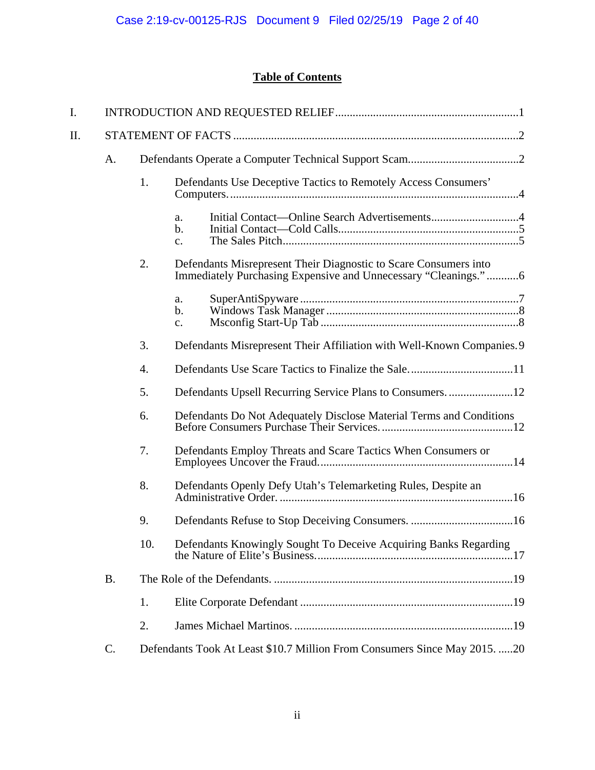## Table of Contents

I. INTRODUCTION AND REQUESTED RELIEF ....................................................................1

II. STATEMENT OF FACTS ..........................................................................................2

- A. Defendants Operate a Computer Technical Support Scam......................................2
  - 1. Defendants Use Deceptive Tactics to Remotely Access Consumers' Computers. ..........................................................................................4
    - a. Initial Contact—Online Search Advertisements..............................4
    - b. Initial Contact—Cold Calls..............................................................5
    - c. The Sales Pitch..................................................................................5
  - 2. Defendants Misrepresent Their Diagnostic to Scare Consumers into Immediately Purchasing Expensive and Unnecessary "Cleanings." ...........6
    - a. SuperAntiSpyware ............................................................................7
    - b. Windows Task Manager ...................................................................8
    - c. Msconfig Start-Up Tab .....................................................................8
  - 3. Defendants Misrepresent Their Affiliation with Well-Known Companies. 9
  - 4. Defendants Use Scare Tactics to Finalize the Sale. ...................................11
  - 5. Defendants Upsell Recurring Service Plans to Consumers. .......................12
  - 6. Defendants Do Not Adequately Disclose Material Terms and Conditions Before Consumers Purchase Their Services. .............................................12
  - 7. Defendants Employ Threats and Scare Tactics When Consumers or Employees Uncover the Fraud. ..................................................................14
  - 8. Defendants Openly Defy Utah's Telemarketing Rules, Despite an Administrative Order. ................................................................................16
  - 9. Defendants Refuse to Stop Deceiving Consumers. ...................................16
  - 10. Defendants Knowingly Sought To Deceive Acquiring Banks Regarding the Nature of Elite's Business. ...................................................................17
- B. The Role of the Defendants. ..................................................................................19
  - 1. Elite Corporate Defendant .........................................................................19
  - 2. James Michael Martinos. ...........................................................................19
- C. Defendants Took At Least $10.7 Million From Consumers Since May 2015. .....20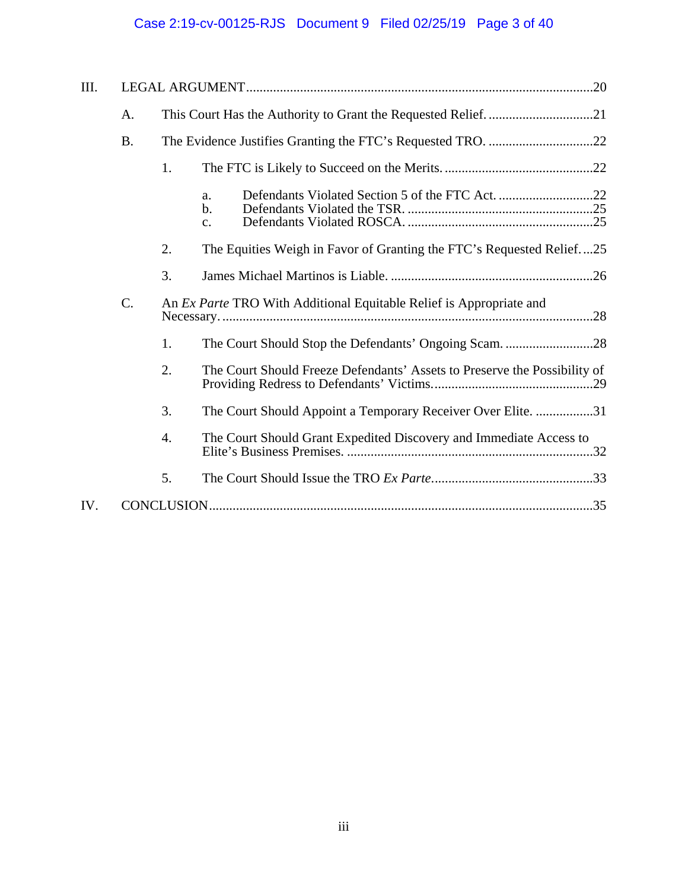III. LEGAL ARGUMENT......................................................................................................20

- A. This Court Has the Authority to Grant the Requested Relief. ...............................21
- B. The Evidence Justifies Granting the FTC's Requested TRO. ...............................22
  - 1. The FTC is Likely to Succeed on the Merits. ............................................22
    - a. Defendants Violated Section 5 of the FTC Act. ............................22
    - b. Defendants Violated the TSR. .......................................................25
    - c. Defendants Violated ROSCA. .......................................................25
  - 2. The Equities Weigh in Favor of Granting the FTC's Requested Relief. ...25
  - 3. James Michael Martinos is Liable. ............................................................26
- C. An *Ex Parte* TRO With Additional Equitable Relief is Appropriate and Necessary. .............................................................................................................28
  - 1. The Court Should Stop the Defendants' Ongoing Scam. ..........................28
  - 2. The Court Should Freeze Defendants' Assets to Preserve the Possibility of Providing Redress to Defendants' Victims. ...............................................29
  - 3. The Court Should Appoint a Temporary Receiver Over Elite. .................31
  - 4. The Court Should Grant Expedited Discovery and Immediate Access to Elite's Business Premises. .........................................................................32
  - 5. The Court Should Issue the TRO *Ex Parte*. ...............................................33

IV. CONCLUSION.................................................................................................................35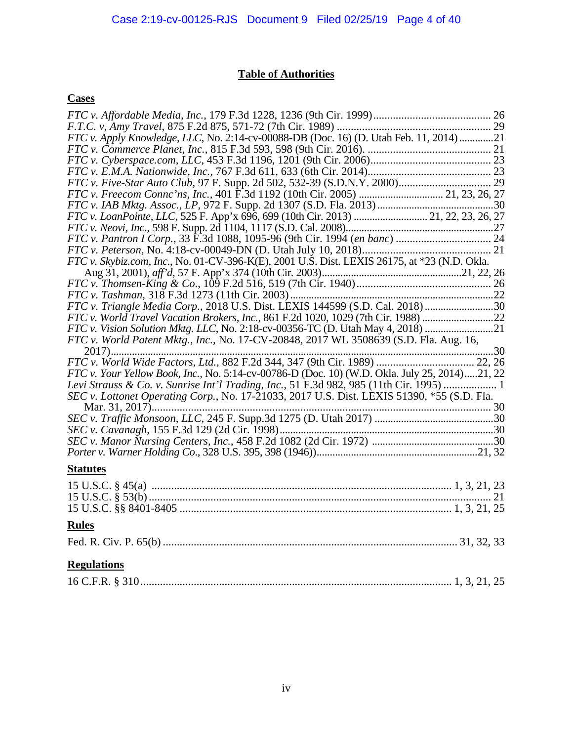# Table of Authorities

## Cases

*FTC v. Affordable Media, Inc.*, 179 F.3d 1228, 1236 (9th Cir. 1999) .......................................... 26
*F.T.C. v, Amy Travel*, 875 F.2d 875, 571-72 (7th Cir. 1989) ....................................................... 29
*FTC v. Apply Knowledge, LLC*, No. 2:14-cv-00088-DB (Doc. 16) (D. Utah Feb. 11, 2014) .............21
*FTC v. Commerce Planet, Inc.*, 815 F.3d 593, 598 (9th Cir. 2016). ............................................ 21
*FTC v. Cyberspace.com, LLC*, 453 F.3d 1196, 1201 (9th Cir. 2006)........................................... 23
*FTC v. E.M.A. Nationwide, Inc.*, 767 F.3d 611, 633 (6th Cir. 2014)............................................ 23
*FTC v. Five-Star Auto Club*, 97 F. Supp. 2d 502, 532-39 (S.D.N.Y. 2000)................................. 29
*FTC v. Freecom Connc'ns, Inc.*, 401 F.3d 1192 (10th Cir. 2005) ............................... 21, 23, 26, 27
*FTC v. IAB Mktg. Assoc., LP*, 972 F. Supp. 2d 1307 (S.D. Fla. 2013) ...........................................30
*FTC v. LoanPointe, LLC*, 525 F. App'x 696, 699 (10th Cir. 2013) ........................... 21, 22, 23, 26, 27
*FTC v. Neovi, Inc.*, 598 F. Supp. 2d 1104, 1117 (S.D. Cal. 2008).......................................................27
*FTC v. Pantron I Corp.*, 33 F.3d 1088, 1095-96 (9th Cir. 1994 (*en banc*) .................................. 24
*FTC v. Peterson*, No. 4:18-cv-00049-DN (D. Utah July 10, 2018).............................................. 21
*FTC v. Skybiz.com, Inc.*, No. 01-CV-396-K(E), 2001 U.S. Dist. LEXIS 26175, at *23 (N.D. Okla. Aug 31, 2001), *aff'd*, 57 F. App'x 374 (10th Cir. 2003)....................................................21, 22, 26
*FTC v. Thomsen-King & Co.*, 109 F.2d 516, 519 (7th Cir. 1940) ................................................ 26
*FTC v. Tashman*, 318 F.3d 1273 (11th Cir. 2003) ............................................................................22
*FTC v. Triangle Media Corp.*, 2018 U.S. Dist. LEXIS 144599 (S.D. Cal. 2018) ..........................30
*FTC v. World Travel Vacation Brokers, Inc.*, 861 F.2d 1020, 1029 (7th Cir. 1988) ...........................22
*FTC v. Vision Solution Mktg. LLC*, No. 2:18-cv-00356-TC (D. Utah May 4, 2018) ..........................21
*FTC v. World Patent Mktg., Inc.*, No. 17-CV-20848, 2017 WL 3508639 (S.D. Fla. Aug. 16, 2017).............................................................................................................................................30
*FTC v. World Wide Factors, Ltd.*, 882 F.2d 344, 347 (9th Cir. 1989) .................................. 22, 26
*FTC v. Your Yellow Book, Inc.*, No. 5:14-cv-00786-D (Doc. 10) (W.D. Okla. July 25, 2014).....21, 22
*Levi Strauss & Co. v. Sunrise Int'l Trading, Inc.*, 51 F.3d 982, 985 (11th Cir. 1995) ................... 1
*SEC v. Lottonet Operating Corp.*, No. 17-21033, 2017 U.S. Dist. LEXIS 51390, *55 (S.D. Fla. Mar. 31, 2017)........................................................................................................................ 30
*SEC v. Traffic Monsoon, LLC*, 245 F. Supp.3d 1275 (D. Utah 2017) ............................................30
*SEC v. Cavanagh*, 155 F.3d 129 (2d Cir. 1998)...............................................................................30
*SEC v. Manor Nursing Centers, Inc.*, 458 F.2d 1082 (2d Cir. 1972) .............................................30
*Porter v. Warner Holding Co.*, 328 U.S. 395, 398 (1946))............................................................21, 32

## Statutes

15 U.S.C. § 45(a) .......................................................................................................... 1, 3, 21, 23
15 U.S.C. § 53(b) ........................................................................................................................ 21
15 U.S.C. §§ 8401-8405 ................................................................................................. 1, 3, 21, 25

## Rules

Fed. R. Civ. P. 65(b) ......................................................................................................... 31, 32, 33

## Regulations

16 C.F.R. § 310 ............................................................................................................... 1, 3, 21, 25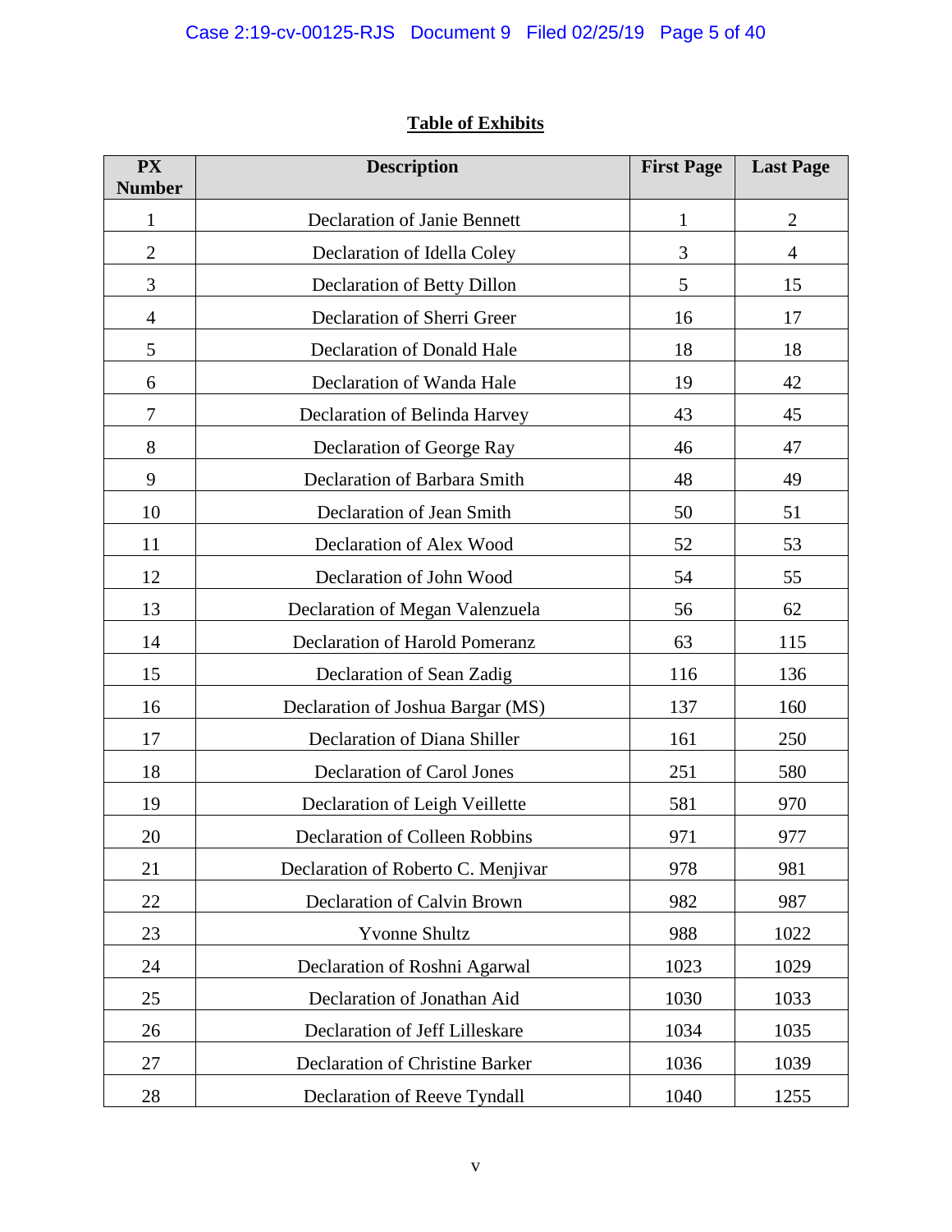## Table of Exhibits

| PX Number | Description | First Page | Last Page |
|---|---|---|---|
| 1 | Declaration of Janie Bennett | 1 | 2 |
| 2 | Declaration of Idella Coley | 3 | 4 |
| 3 | Declaration of Betty Dillon | 5 | 15 |
| 4 | Declaration of Sherri Greer | 16 | 17 |
| 5 | Declaration of Donald Hale | 18 | 18 |
| 6 | Declaration of Wanda Hale | 19 | 42 |
| 7 | Declaration of Belinda Harvey | 43 | 45 |
| 8 | Declaration of George Ray | 46 | 47 |
| 9 | Declaration of Barbara Smith | 48 | 49 |
| 10 | Declaration of Jean Smith | 50 | 51 |
| 11 | Declaration of Alex Wood | 52 | 53 |
| 12 | Declaration of John Wood | 54 | 55 |
| 13 | Declaration of Megan Valenzuela | 56 | 62 |
| 14 | Declaration of Harold Pomeranz | 63 | 115 |
| 15 | Declaration of Sean Zadig | 116 | 136 |
| 16 | Declaration of Joshua Bargar (MS) | 137 | 160 |
| 17 | Declaration of Diana Shiller | 161 | 250 |
| 18 | Declaration of Carol Jones | 251 | 580 |
| 19 | Declaration of Leigh Veillette | 581 | 970 |
| 20 | Declaration of Colleen Robbins | 971 | 977 |
| 21 | Declaration of Roberto C. Menjivar | 978 | 981 |
| 22 | Declaration of Calvin Brown | 982 | 987 |
| 23 | Yvonne Shultz | 988 | 1022 |
| 24 | Declaration of Roshni Agarwal | 1023 | 1029 |
| 25 | Declaration of Jonathan Aid | 1030 | 1033 |
| 26 | Declaration of Jeff Lilleskare | 1034 | 1035 |
| 27 | Declaration of Christine Barker | 1036 | 1039 |
| 28 | Declaration of Reeve Tyndall | 1040 | 1255 |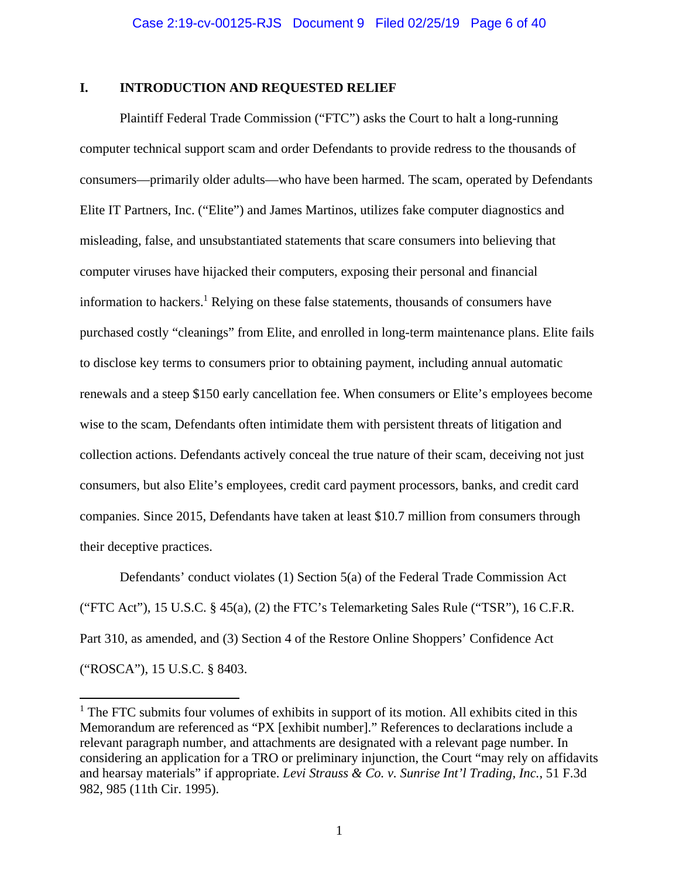## I. INTRODUCTION AND REQUESTED RELIEF

Plaintiff Federal Trade Commission ("FTC") asks the Court to halt a long-running computer technical support scam and order Defendants to provide redress to the thousands of consumers—primarily older adults—who have been harmed. The scam, operated by Defendants Elite IT Partners, Inc. ("Elite") and James Martinos, utilizes fake computer diagnostics and misleading, false, and unsubstantiated statements that scare consumers into believing that computer viruses have hijacked their computers, exposing their personal and financial information to hackers.[1] Relying on these false statements, thousands of consumers have purchased costly "cleanings" from Elite, and enrolled in long-term maintenance plans. Elite fails to disclose key terms to consumers prior to obtaining payment, including annual automatic renewals and a steep $150 early cancellation fee. When consumers or Elite's employees become wise to the scam, Defendants often intimidate them with persistent threats of litigation and collection actions. Defendants actively conceal the true nature of their scam, deceiving not just consumers, but also Elite's employees, credit card payment processors, banks, and credit card companies. Since 2015, Defendants have taken at least $10.7 million from consumers through their deceptive practices.

Defendants' conduct violates (1) Section 5(a) of the Federal Trade Commission Act ("FTC Act"), 15 U.S.C. § 45(a), (2) the FTC's Telemarketing Sales Rule ("TSR"), 16 C.F.R. Part 310, as amended, and (3) Section 4 of the Restore Online Shoppers' Confidence Act ("ROSCA"), 15 U.S.C. § 8403.

---

[1] The FTC submits four volumes of exhibits in support of its motion. All exhibits cited in this Memorandum are referenced as "PX [exhibit number]." References to declarations include a relevant paragraph number, and attachments are designated with a relevant page number. In considering an application for a TRO or preliminary injunction, the Court "may rely on affidavits and hearsay materials" if appropriate. *Levi Strauss & Co. v. Sunrise Int'l Trading, Inc.*, 51 F.3d 982, 985 (11th Cir. 1995).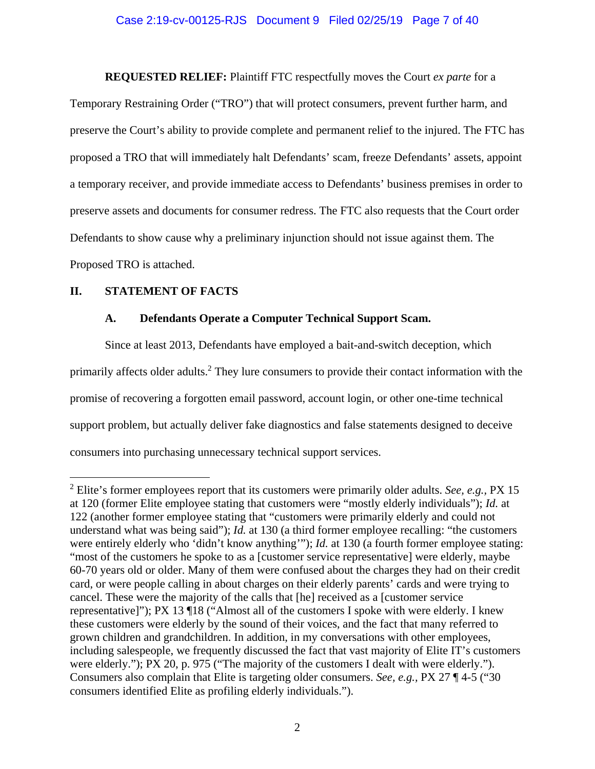**REQUESTED RELIEF:** Plaintiff FTC respectfully moves the Court *ex parte* for a Temporary Restraining Order ("TRO") that will protect consumers, prevent further harm, and preserve the Court's ability to provide complete and permanent relief to the injured. The FTC has proposed a TRO that will immediately halt Defendants' scam, freeze Defendants' assets, appoint a temporary receiver, and provide immediate access to Defendants' business premises in order to preserve assets and documents for consumer redress. The FTC also requests that the Court order Defendants to show cause why a preliminary injunction should not issue against them. The Proposed TRO is attached.

## II. STATEMENT OF FACTS

### A. Defendants Operate a Computer Technical Support Scam.

Since at least 2013, Defendants have employed a bait-and-switch deception, which primarily affects older adults.[2] They lure consumers to provide their contact information with the promise of recovering a forgotten email password, account login, or other one-time technical support problem, but actually deliver fake diagnostics and false statements designed to deceive consumers into purchasing unnecessary technical support services.

---

[2] Elite's former employees report that its customers were primarily older adults. *See, e.g.*, PX 15 at 120 (former Elite employee stating that customers were "mostly elderly individuals"); *Id.* at 122 (another former employee stating that "customers were primarily elderly and could not understand what was being said"); *Id.* at 130 (a third former employee recalling: "the customers were entirely elderly who 'didn't know anything'"); *Id.* at 130 (a fourth former employee stating: "most of the customers he spoke to as a [customer service representative] were elderly, maybe 60-70 years old or older. Many of them were confused about the charges they had on their credit card, or were people calling in about charges on their elderly parents' cards and were trying to cancel. These were the majority of the calls that [he] received as a [customer service representative]"); PX 13 ¶18 ("Almost all of the customers I spoke with were elderly. I knew these customers were elderly by the sound of their voices, and the fact that many referred to grown children and grandchildren. In addition, in my conversations with other employees, including salespeople, we frequently discussed the fact that vast majority of Elite IT's customers were elderly."); PX 20, p. 975 ("The majority of the customers I dealt with were elderly."). Consumers also complain that Elite is targeting older consumers. *See, e.g.,* PX 27 ¶ 4-5 ("30 consumers identified Elite as profiling elderly individuals.").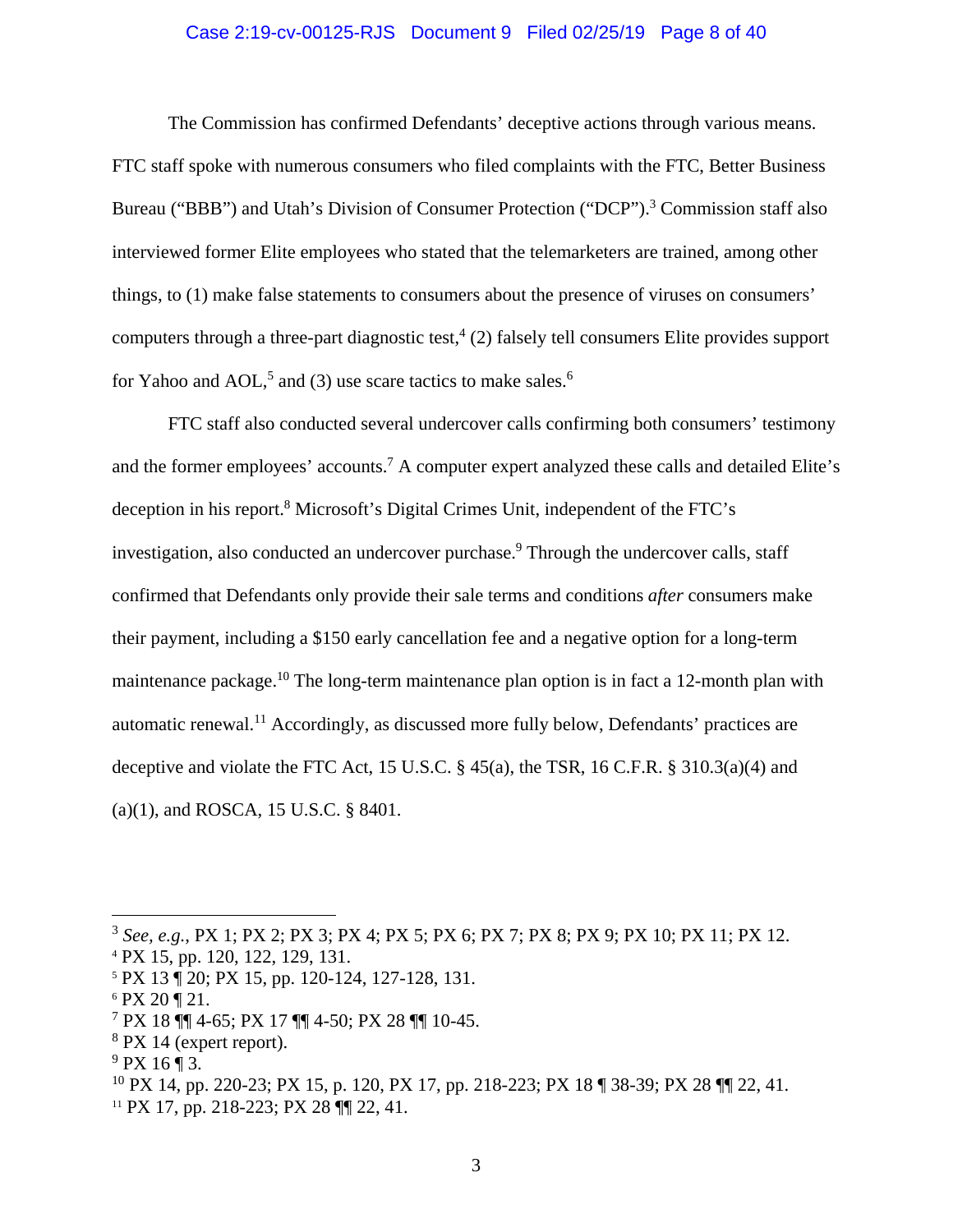The Commission has confirmed Defendants' deceptive actions through various means. FTC staff spoke with numerous consumers who filed complaints with the FTC, Better Business Bureau ("BBB") and Utah's Division of Consumer Protection ("DCP").[3] Commission staff also interviewed former Elite employees who stated that the telemarketers are trained, among other things, to (1) make false statements to consumers about the presence of viruses on consumers' computers through a three-part diagnostic test,[4] (2) falsely tell consumers Elite provides support for Yahoo and AOL,[5] and (3) use scare tactics to make sales.[6]

FTC staff also conducted several undercover calls confirming both consumers' testimony and the former employees' accounts.[7] A computer expert analyzed these calls and detailed Elite's deception in his report.[8] Microsoft's Digital Crimes Unit, independent of the FTC's investigation, also conducted an undercover purchase.[9] Through the undercover calls, staff confirmed that Defendants only provide their sale terms and conditions *after* consumers make their payment, including a $150 early cancellation fee and a negative option for a long-term maintenance package.[10] The long-term maintenance plan option is in fact a 12-month plan with automatic renewal.[11] Accordingly, as discussed more fully below, Defendants' practices are deceptive and violate the FTC Act, 15 U.S.C. § 45(a), the TSR, 16 C.F.R. § 310.3(a)(4) and (a)(1), and ROSCA, 15 U.S.C. § 8401.

---

[3] *See, e.g.*, PX 1; PX 2; PX 3; PX 4; PX 5; PX 6; PX 7; PX 8; PX 9; PX 10; PX 11; PX 12.

[4] PX 15, pp. 120, 122, 129, 131.

[5] PX 13 ¶ 20; PX 15, pp. 120-124, 127-128, 131.

[6] PX 20 ¶ 21.

[7] PX 18 ¶¶ 4-65; PX 17 ¶¶ 4-50; PX 28 ¶¶ 10-45.

[8] PX 14 (expert report).

[9] PX 16 ¶ 3.

[10] PX 14, pp. 220-23; PX 15, p. 120, PX 17, pp. 218-223; PX 18 ¶ 38-39; PX 28 ¶¶ 22, 41.

[11] PX 17, pp. 218-223; PX 28 ¶¶ 22, 41.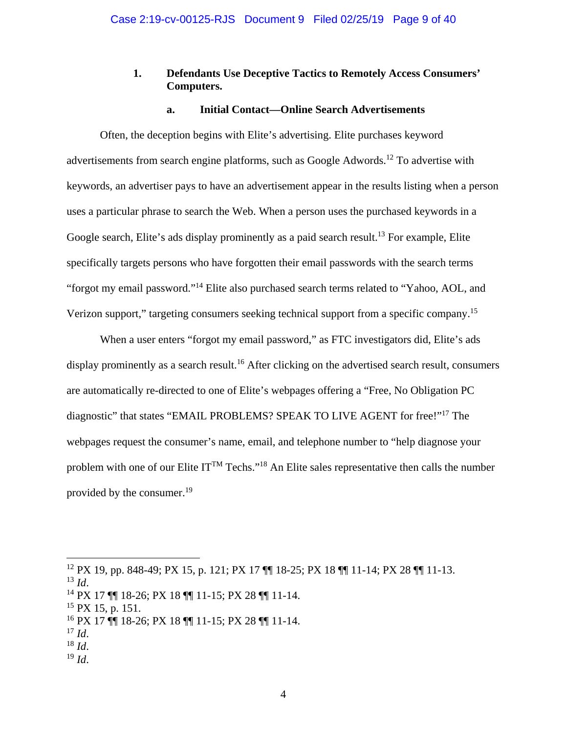### 1. Defendants Use Deceptive Tactics to Remotely Access Consumers' Computers.

#### a. Initial Contact—Online Search Advertisements

Often, the deception begins with Elite's advertising. Elite purchases keyword advertisements from search engine platforms, such as Google Adwords.[12] To advertise with keywords, an advertiser pays to have an advertisement appear in the results listing when a person uses a particular phrase to search the Web. When a person uses the purchased keywords in a Google search, Elite's ads display prominently as a paid search result.[13] For example, Elite specifically targets persons who have forgotten their email passwords with the search terms "forgot my email password."[14] Elite also purchased search terms related to "Yahoo, AOL, and Verizon support," targeting consumers seeking technical support from a specific company.[15]

When a user enters "forgot my email password," as FTC investigators did, Elite's ads display prominently as a search result.[16] After clicking on the advertised search result, consumers are automatically re-directed to one of Elite's webpages offering a "Free, No Obligation PC diagnostic" that states "EMAIL PROBLEMS? SPEAK TO LIVE AGENT for free!"[17] The webpages request the consumer's name, email, and telephone number to "help diagnose your problem with one of our Elite IT™ Techs."[18] An Elite sales representative then calls the number provided by the consumer.[19]

---

[12] PX 19, pp. 848-49; PX 15, p. 121; PX 17 ¶¶ 18-25; PX 18 ¶¶ 11-14; PX 28 ¶¶ 11-13.
[13] *Id*.
[14] PX 17 ¶¶ 18-26; PX 18 ¶¶ 11-15; PX 28 ¶¶ 11-14.
[15] PX 15, p. 151.
[16] PX 17 ¶¶ 18-26; PX 18 ¶¶ 11-15; PX 28 ¶¶ 11-14.
[17] *Id*.
[18] *Id*.
[19] *Id*.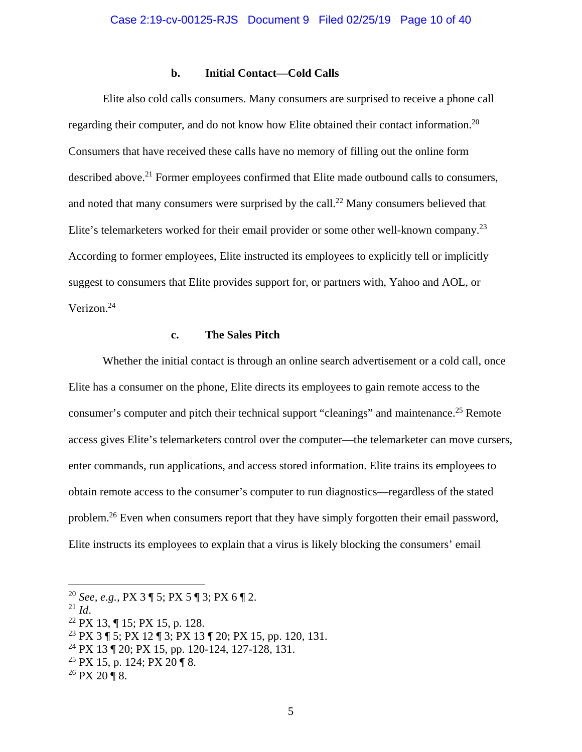#### b. Initial Contact—Cold Calls

Elite also cold calls consumers. Many consumers are surprised to receive a phone call regarding their computer, and do not know how Elite obtained their contact information.[20] Consumers that have received these calls have no memory of filling out the online form described above.[21] Former employees confirmed that Elite made outbound calls to consumers, and noted that many consumers were surprised by the call.[22] Many consumers believed that Elite's telemarketers worked for their email provider or some other well-known company.[23] According to former employees, Elite instructed its employees to explicitly tell or implicitly suggest to consumers that Elite provides support for, or partners with, Yahoo and AOL, or Verizon.[24]

#### c. The Sales Pitch

Whether the initial contact is through an online search advertisement or a cold call, once Elite has a consumer on the phone, Elite directs its employees to gain remote access to the consumer's computer and pitch their technical support "cleanings" and maintenance.[25] Remote access gives Elite's telemarketers control over the computer—the telemarketer can move cursers, enter commands, run applications, and access stored information. Elite trains its employees to obtain remote access to the consumer's computer to run diagnostics—regardless of the stated problem.[26] Even when consumers report that they have simply forgotten their email password, Elite instructs its employees to explain that a virus is likely blocking the consumers' email

---

[20] *See, e.g.*, PX 3 ¶ 5; PX 5 ¶ 3; PX 6 ¶ 2.

[21] *Id*.

[22] PX 13, ¶ 15; PX 15, p. 128.

[23] PX 3 ¶ 5; PX 12 ¶ 3; PX 13 ¶ 20; PX 15, pp. 120, 131.

[24] PX 13 ¶ 20; PX 15, pp. 120-124, 127-128, 131.

[25] PX 15, p. 124; PX 20 ¶ 8.

[26] PX 20 ¶ 8.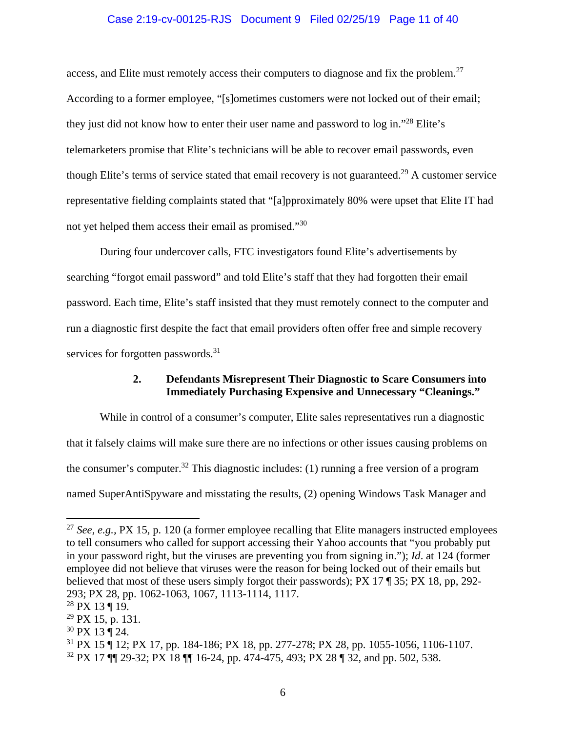access, and Elite must remotely access their computers to diagnose and fix the problem.[27] According to a former employee, "[s]ometimes customers were not locked out of their email; they just did not know how to enter their user name and password to log in."[28] Elite's telemarketers promise that Elite's technicians will be able to recover email passwords, even though Elite's terms of service stated that email recovery is not guaranteed.[29] A customer service representative fielding complaints stated that "[a]pproximately 80% were upset that Elite IT had not yet helped them access their email as promised."[30]

During four undercover calls, FTC investigators found Elite's advertisements by searching "forgot email password" and told Elite's staff that they had forgotten their email password. Each time, Elite's staff insisted that they must remotely connect to the computer and run a diagnostic first despite the fact that email providers often offer free and simple recovery services for forgotten passwords.[31]

#### 2. Defendants Misrepresent Their Diagnostic to Scare Consumers into Immediately Purchasing Expensive and Unnecessary "Cleanings."

While in control of a consumer's computer, Elite sales representatives run a diagnostic that it falsely claims will make sure there are no infections or other issues causing problems on the consumer's computer.[32] This diagnostic includes: (1) running a free version of a program named SuperAntiSpyware and misstating the results, (2) opening Windows Task Manager and

---

[27] *See, e.g.*, PX 15, p. 120 (a former employee recalling that Elite managers instructed employees to tell consumers who called for support accessing their Yahoo accounts that "you probably put in your password right, but the viruses are preventing you from signing in."); *Id*. at 124 (former employee did not believe that viruses were the reason for being locked out of their emails but believed that most of these users simply forgot their passwords); PX 17 ¶ 35; PX 18, pp, 292-293; PX 28, pp. 1062-1063, 1067, 1113-1114, 1117.

[28] PX 13 ¶ 19.

[29] PX 15, p. 131.

[30] PX 13 ¶ 24.

[31] PX 15 ¶ 12; PX 17, pp. 184-186; PX 18, pp. 277-278; PX 28, pp. 1055-1056, 1106-1107.

[32] PX 17 ¶¶ 29-32; PX 18 ¶¶ 16-24, pp. 474-475, 493; PX 28 ¶ 32, and pp. 502, 538.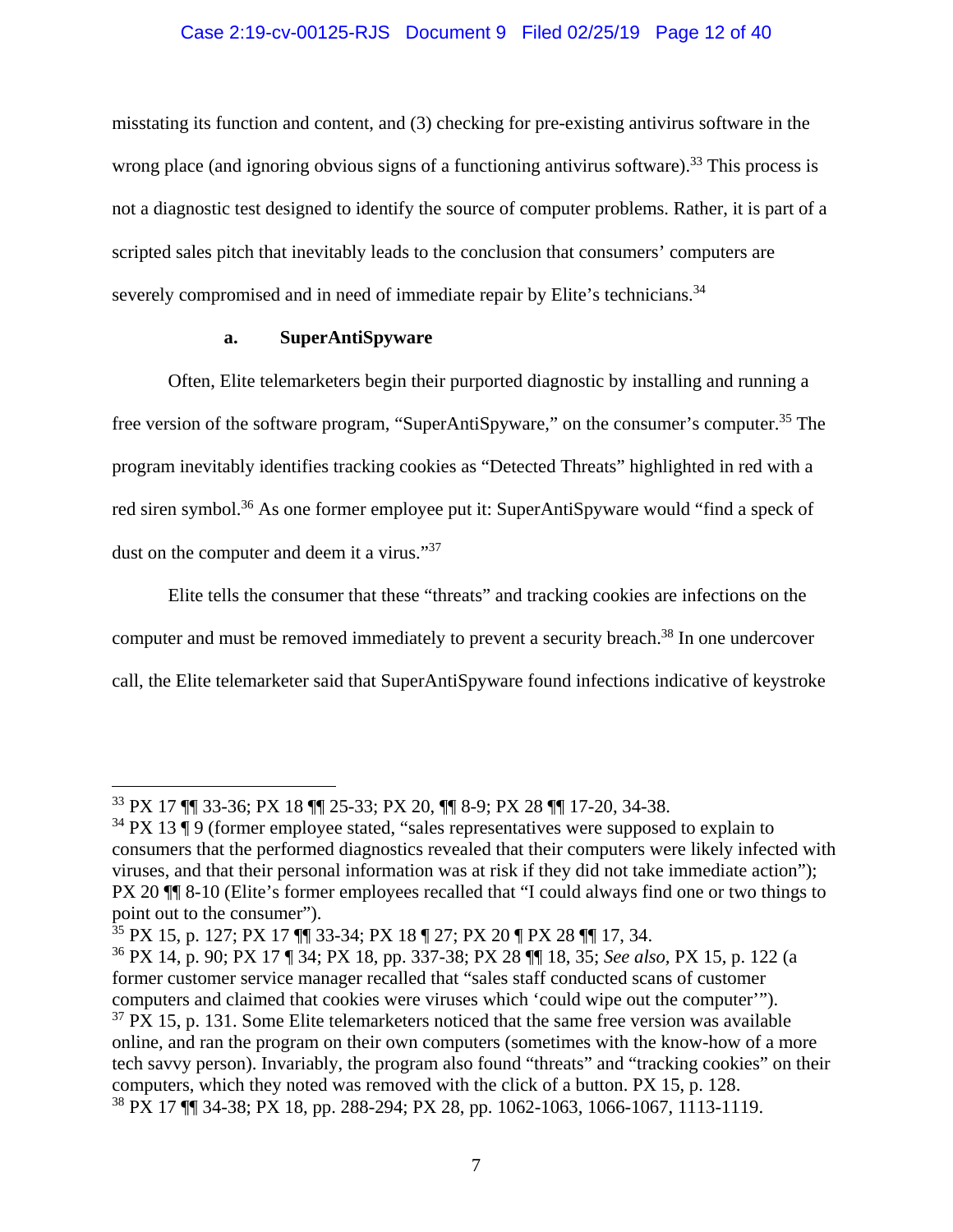misstating its function and content, and (3) checking for pre-existing antivirus software in the wrong place (and ignoring obvious signs of a functioning antivirus software).[33] This process is not a diagnostic test designed to identify the source of computer problems. Rather, it is part of a scripted sales pitch that inevitably leads to the conclusion that consumers' computers are severely compromised and in need of immediate repair by Elite's technicians.[34]

**a. SuperAntiSpyware**

Often, Elite telemarketers begin their purported diagnostic by installing and running a free version of the software program, "SuperAntiSpyware," on the consumer's computer.[35] The program inevitably identifies tracking cookies as "Detected Threats" highlighted in red with a red siren symbol.[36] As one former employee put it: SuperAntiSpyware would "find a speck of dust on the computer and deem it a virus."[37]

Elite tells the consumer that these "threats" and tracking cookies are infections on the computer and must be removed immediately to prevent a security breach.[38] In one undercover call, the Elite telemarketer said that SuperAntiSpyware found infections indicative of keystroke

---

[33] PX 17 ¶¶ 33-36; PX 18 ¶¶ 25-33; PX 20, ¶¶ 8-9; PX 28 ¶¶ 17-20, 34-38.

[34] PX 13 ¶ 9 (former employee stated, "sales representatives were supposed to explain to consumers that the performed diagnostics revealed that their computers were likely infected with viruses, and that their personal information was at risk if they did not take immediate action"); PX 20 ¶¶ 8-10 (Elite's former employees recalled that "I could always find one or two things to point out to the consumer").

[35] PX 15, p. 127; PX 17 ¶¶ 33-34; PX 18 ¶ 27; PX 20 ¶ PX 28 ¶¶ 17, 34.

[36] PX 14, p. 90; PX 17 ¶ 34; PX 18, pp. 337-38; PX 28 ¶¶ 18, 35; *See also,* PX 15, p. 122 (a former customer service manager recalled that "sales staff conducted scans of customer computers and claimed that cookies were viruses which 'could wipe out the computer'").

[37] PX 15, p. 131. Some Elite telemarketers noticed that the same free version was available online, and ran the program on their own computers (sometimes with the know-how of a more tech savvy person). Invariably, the program also found "threats" and "tracking cookies" on their computers, which they noted was removed with the click of a button. PX 15, p. 128.

[38] PX 17 ¶¶ 34-38; PX 18, pp. 288-294; PX 28, pp. 1062-1063, 1066-1067, 1113-1119.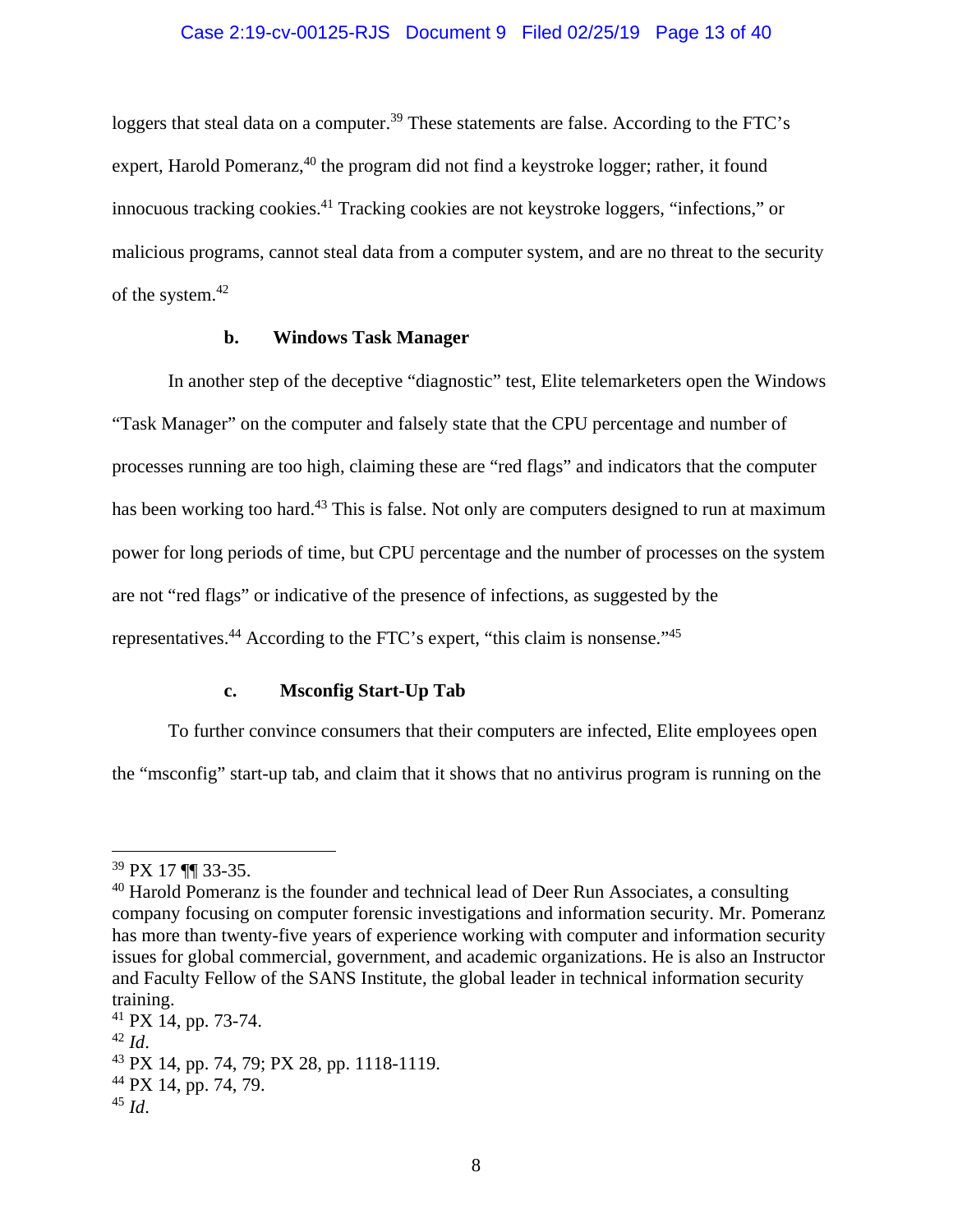loggers that steal data on a computer.[39] These statements are false. According to the FTC's expert, Harold Pomeranz,[40] the program did not find a keystroke logger; rather, it found innocuous tracking cookies.[41] Tracking cookies are not keystroke loggers, "infections," or malicious programs, cannot steal data from a computer system, and are no threat to the security of the system.[42]

#### b. Windows Task Manager

In another step of the deceptive "diagnostic" test, Elite telemarketers open the Windows "Task Manager" on the computer and falsely state that the CPU percentage and number of processes running are too high, claiming these are "red flags" and indicators that the computer has been working too hard.[43] This is false. Not only are computers designed to run at maximum power for long periods of time, but CPU percentage and the number of processes on the system are not "red flags" or indicative of the presence of infections, as suggested by the representatives.[44] According to the FTC's expert, "this claim is nonsense."[45]

#### c. Msconfig Start-Up Tab

To further convince consumers that their computers are infected, Elite employees open the "msconfig" start-up tab, and claim that it shows that no antivirus program is running on the

---

[39] PX 17 ¶¶ 33-35.

[40] Harold Pomeranz is the founder and technical lead of Deer Run Associates, a consulting company focusing on computer forensic investigations and information security. Mr. Pomeranz has more than twenty-five years of experience working with computer and information security issues for global commercial, government, and academic organizations. He is also an Instructor and Faculty Fellow of the SANS Institute, the global leader in technical information security training.

[41] PX 14, pp. 73-74.

[42] *Id*.

[43] PX 14, pp. 74, 79; PX 28, pp. 1118-1119.

[44] PX 14, pp. 74, 79.

[45] *Id*.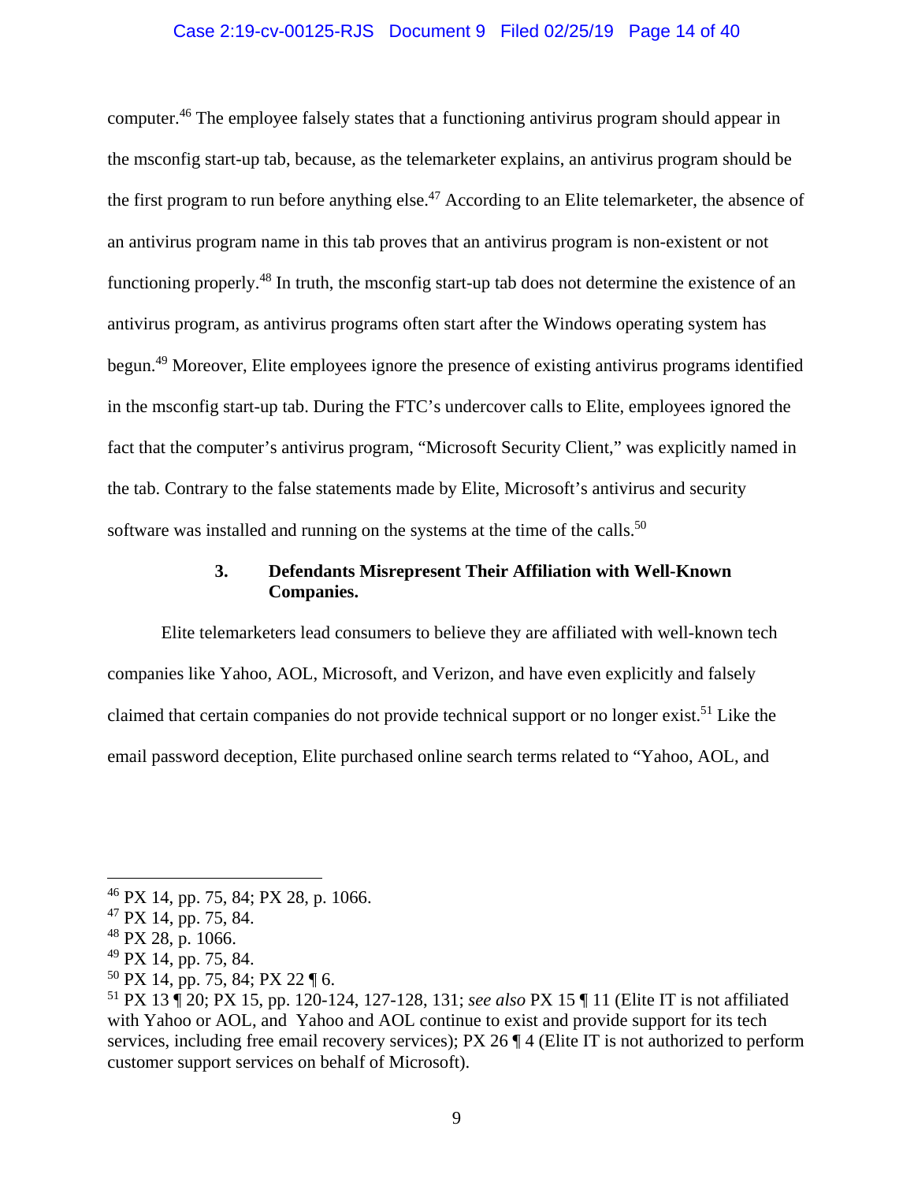computer.[46] The employee falsely states that a functioning antivirus program should appear in the msconfig start-up tab, because, as the telemarketer explains, an antivirus program should be the first program to run before anything else.[47] According to an Elite telemarketer, the absence of an antivirus program name in this tab proves that an antivirus program is non-existent or not functioning properly.[48] In truth, the msconfig start-up tab does not determine the existence of an antivirus program, as antivirus programs often start after the Windows operating system has begun.[49] Moreover, Elite employees ignore the presence of existing antivirus programs identified in the msconfig start-up tab. During the FTC's undercover calls to Elite, employees ignored the fact that the computer's antivirus program, "Microsoft Security Client," was explicitly named in the tab. Contrary to the false statements made by Elite, Microsoft's antivirus and security software was installed and running on the systems at the time of the calls.[50]

### 3. Defendants Misrepresent Their Affiliation with Well-Known Companies.

Elite telemarketers lead consumers to believe they are affiliated with well-known tech companies like Yahoo, AOL, Microsoft, and Verizon, and have even explicitly and falsely claimed that certain companies do not provide technical support or no longer exist.[51] Like the email password deception, Elite purchased online search terms related to "Yahoo, AOL, and

---

[46] PX 14, pp. 75, 84; PX 28, p. 1066.

[47] PX 14, pp. 75, 84.

[48] PX 28, p. 1066.

[49] PX 14, pp. 75, 84.

[50] PX 14, pp. 75, 84; PX 22 ¶ 6.

[51] PX 13 ¶ 20; PX 15, pp. 120-124, 127-128, 131; *see also* PX 15 ¶ 11 (Elite IT is not affiliated with Yahoo or AOL, and Yahoo and AOL continue to exist and provide support for its tech services, including free email recovery services); PX 26 ¶ 4 (Elite IT is not authorized to perform customer support services on behalf of Microsoft).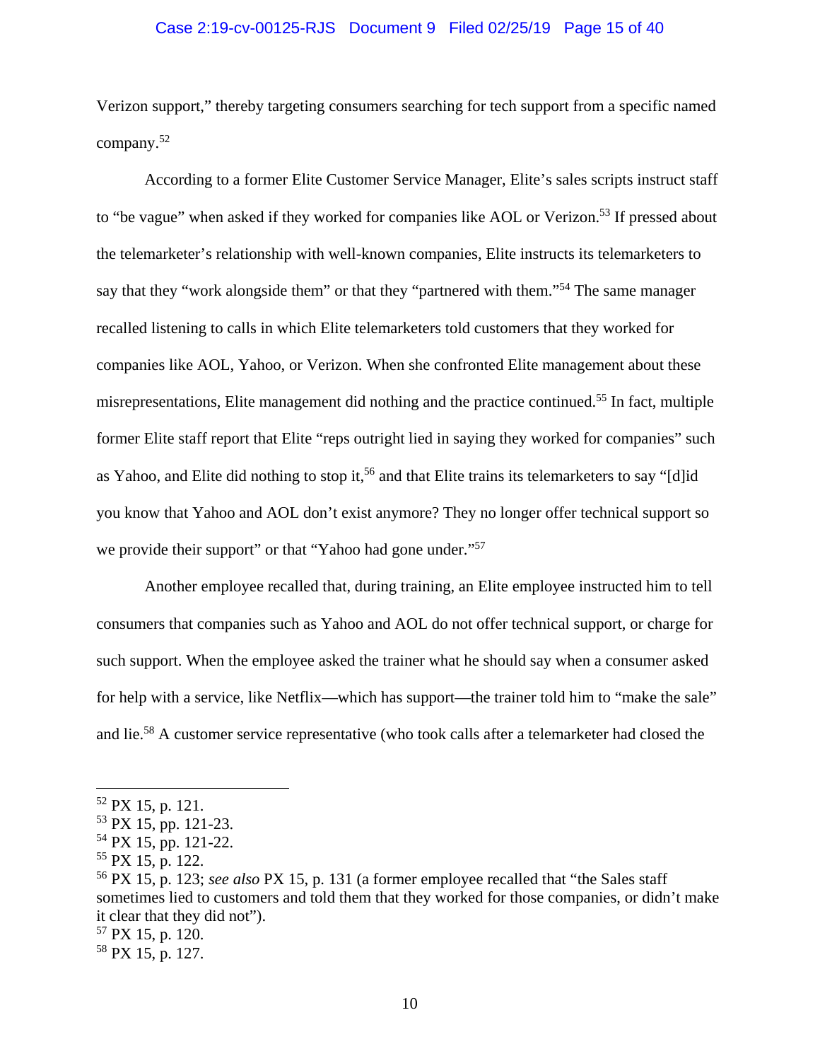Verizon support," thereby targeting consumers searching for tech support from a specific named company.[52]

According to a former Elite Customer Service Manager, Elite's sales scripts instruct staff to "be vague" when asked if they worked for companies like AOL or Verizon.[53] If pressed about the telemarketer's relationship with well-known companies, Elite instructs its telemarketers to say that they "work alongside them" or that they "partnered with them."[54] The same manager recalled listening to calls in which Elite telemarketers told customers that they worked for companies like AOL, Yahoo, or Verizon. When she confronted Elite management about these misrepresentations, Elite management did nothing and the practice continued.[55] In fact, multiple former Elite staff report that Elite "reps outright lied in saying they worked for companies" such as Yahoo, and Elite did nothing to stop it,[56] and that Elite trains its telemarketers to say "[d]id you know that Yahoo and AOL don't exist anymore? They no longer offer technical support so we provide their support" or that "Yahoo had gone under."[57]

Another employee recalled that, during training, an Elite employee instructed him to tell consumers that companies such as Yahoo and AOL do not offer technical support, or charge for such support. When the employee asked the trainer what he should say when a consumer asked for help with a service, like Netflix—which has support—the trainer told him to "make the sale" and lie.[58] A customer service representative (who took calls after a telemarketer had closed the

---

[52] PX 15, p. 121.

[53] PX 15, pp. 121-23.

[54] PX 15, pp. 121-22.

[55] PX 15, p. 122.

[56] PX 15, p. 123; *see also* PX 15, p. 131 (a former employee recalled that "the Sales staff sometimes lied to customers and told them that they worked for those companies, or didn't make it clear that they did not").

[57] PX 15, p. 120.

[58] PX 15, p. 127.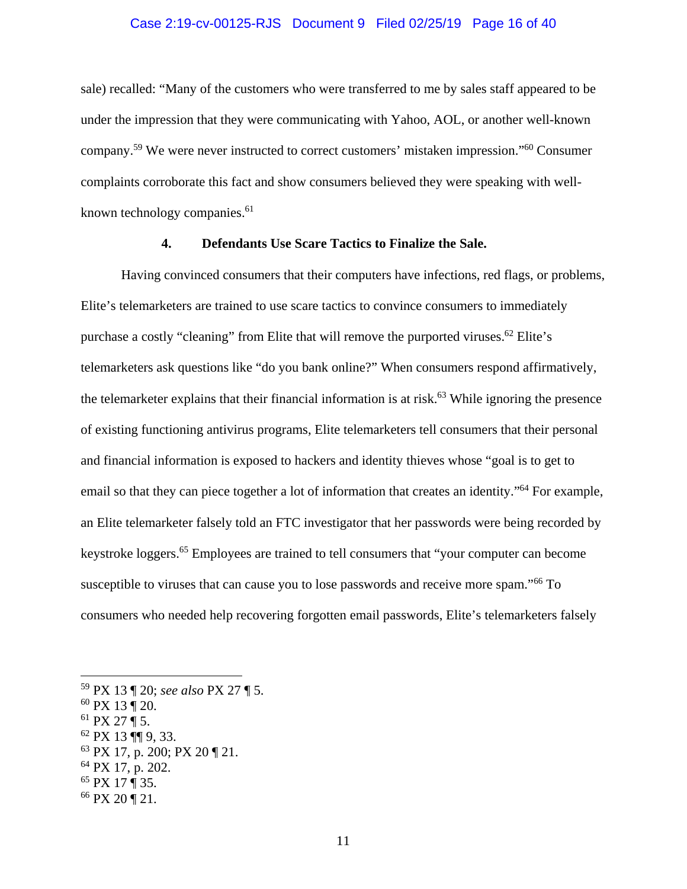sale) recalled: "Many of the customers who were transferred to me by sales staff appeared to be under the impression that they were communicating with Yahoo, AOL, or another well-known company.[59] We were never instructed to correct customers' mistaken impression."[60] Consumer complaints corroborate this fact and show consumers believed they were speaking with well-known technology companies.[61]

#### 4. Defendants Use Scare Tactics to Finalize the Sale.

Having convinced consumers that their computers have infections, red flags, or problems, Elite's telemarketers are trained to use scare tactics to convince consumers to immediately purchase a costly "cleaning" from Elite that will remove the purported viruses.[62] Elite's telemarketers ask questions like "do you bank online?" When consumers respond affirmatively, the telemarketer explains that their financial information is at risk.[63] While ignoring the presence of existing functioning antivirus programs, Elite telemarketers tell consumers that their personal and financial information is exposed to hackers and identity thieves whose "goal is to get to email so that they can piece together a lot of information that creates an identity."[64] For example, an Elite telemarketer falsely told an FTC investigator that her passwords were being recorded by keystroke loggers.[65] Employees are trained to tell consumers that "your computer can become susceptible to viruses that can cause you to lose passwords and receive more spam."[66] To consumers who needed help recovering forgotten email passwords, Elite's telemarketers falsely

---

[59] PX 13 ¶ 20; *see also* PX 27 ¶ 5.
[60] PX 13 ¶ 20.
[61] PX 27 ¶ 5.
[62] PX 13 ¶¶ 9, 33.
[63] PX 17, p. 200; PX 20 ¶ 21.
[64] PX 17, p. 202.
[65] PX 17 ¶ 35.
[66] PX 20 ¶ 21.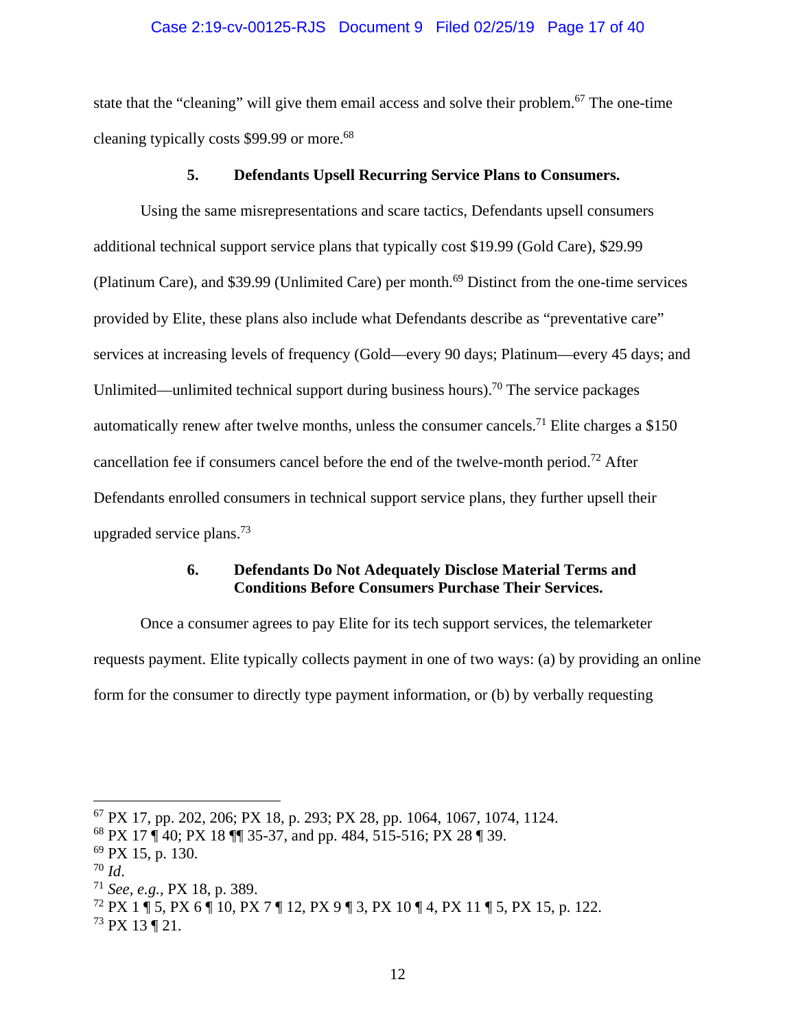state that the "cleaning" will give them email access and solve their problem.[67] The one-time cleaning typically costs $99.99 or more.[68]

### 5. Defendants Upsell Recurring Service Plans to Consumers.

Using the same misrepresentations and scare tactics, Defendants upsell consumers additional technical support service plans that typically cost $19.99 (Gold Care), $29.99 (Platinum Care), and $39.99 (Unlimited Care) per month.[69] Distinct from the one-time services provided by Elite, these plans also include what Defendants describe as "preventative care" services at increasing levels of frequency (Gold—every 90 days; Platinum—every 45 days; and Unlimited—unlimited technical support during business hours).[70] The service packages automatically renew after twelve months, unless the consumer cancels.[71] Elite charges a $150 cancellation fee if consumers cancel before the end of the twelve-month period.[72] After Defendants enrolled consumers in technical support service plans, they further upsell their upgraded service plans.[73]

### 6. Defendants Do Not Adequately Disclose Material Terms and Conditions Before Consumers Purchase Their Services.

Once a consumer agrees to pay Elite for its tech support services, the telemarketer requests payment. Elite typically collects payment in one of two ways: (a) by providing an online form for the consumer to directly type payment information, or (b) by verbally requesting

---

[67] PX 17, pp. 202, 206; PX 18, p. 293; PX 28, pp. 1064, 1067, 1074, 1124.

[68] PX 17 ¶ 40; PX 18 ¶¶ 35-37, and pp. 484, 515-516; PX 28 ¶ 39.

[69] PX 15, p. 130.

[70] *Id*.

[71] *See, e.g.*, PX 18, p. 389.

[72] PX 1 ¶ 5, PX 6 ¶ 10, PX 7 ¶ 12, PX 9 ¶ 3, PX 10 ¶ 4, PX 11 ¶ 5, PX 15, p. 122.

[73] PX 13 ¶ 21.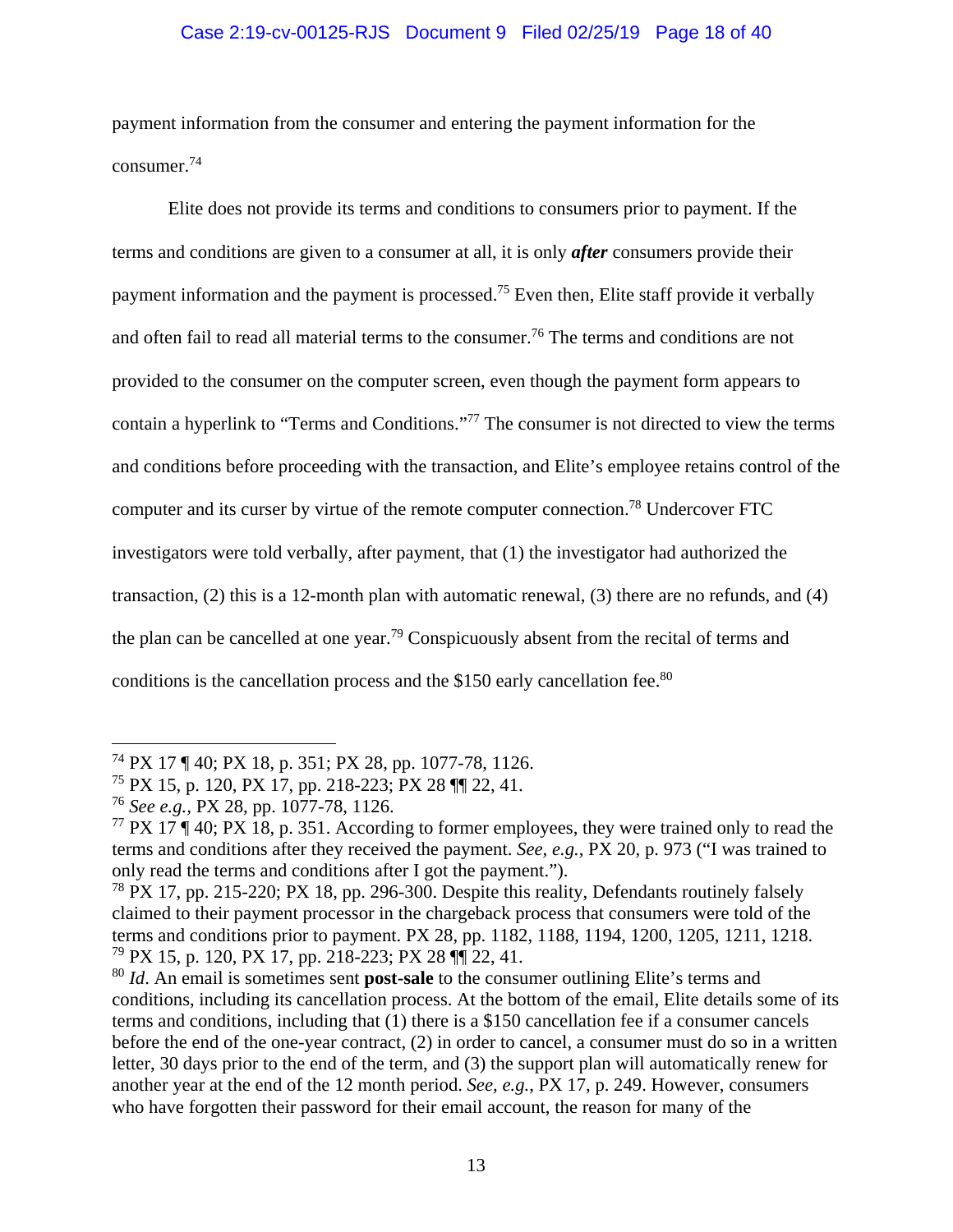payment information from the consumer and entering the payment information for the consumer.[74]

Elite does not provide its terms and conditions to consumers prior to payment. If the terms and conditions are given to a consumer at all, it is only ***after*** consumers provide their payment information and the payment is processed.[75] Even then, Elite staff provide it verbally and often fail to read all material terms to the consumer.[76] The terms and conditions are not provided to the consumer on the computer screen, even though the payment form appears to contain a hyperlink to "Terms and Conditions."[77] The consumer is not directed to view the terms and conditions before proceeding with the transaction, and Elite's employee retains control of the computer and its curser by virtue of the remote computer connection.[78] Undercover FTC investigators were told verbally, after payment, that (1) the investigator had authorized the transaction, (2) this is a 12-month plan with automatic renewal, (3) there are no refunds, and (4) the plan can be cancelled at one year.[79] Conspicuously absent from the recital of terms and conditions is the cancellation process and the $150 early cancellation fee.[80]

---

[74] PX 17 ¶ 40; PX 18, p. 351; PX 28, pp. 1077-78, 1126.

[75] PX 15, p. 120, PX 17, pp. 218-223; PX 28 ¶¶ 22, 41.

[76] *See e.g.,* PX 28, pp. 1077-78, 1126.

[77] PX 17 ¶ 40; PX 18, p. 351. According to former employees, they were trained only to read the terms and conditions after they received the payment. *See, e.g.,* PX 20, p. 973 ("I was trained to only read the terms and conditions after I got the payment.").

[78] PX 17, pp. 215-220; PX 18, pp. 296-300. Despite this reality, Defendants routinely falsely claimed to their payment processor in the chargeback process that consumers were told of the terms and conditions prior to payment. PX 28, pp. 1182, 1188, 1194, 1200, 1205, 1211, 1218.

[79] PX 15, p. 120, PX 17, pp. 218-223; PX 28 ¶¶ 22, 41.

[80] *Id*. An email is sometimes sent **post-sale** to the consumer outlining Elite's terms and conditions, including its cancellation process. At the bottom of the email, Elite details some of its terms and conditions, including that (1) there is a $150 cancellation fee if a consumer cancels before the end of the one-year contract, (2) in order to cancel, a consumer must do so in a written letter, 30 days prior to the end of the term, and (3) the support plan will automatically renew for another year at the end of the 12 month period. *See, e.g.,* PX 17, p. 249. However, consumers who have forgotten their password for their email account, the reason for many of the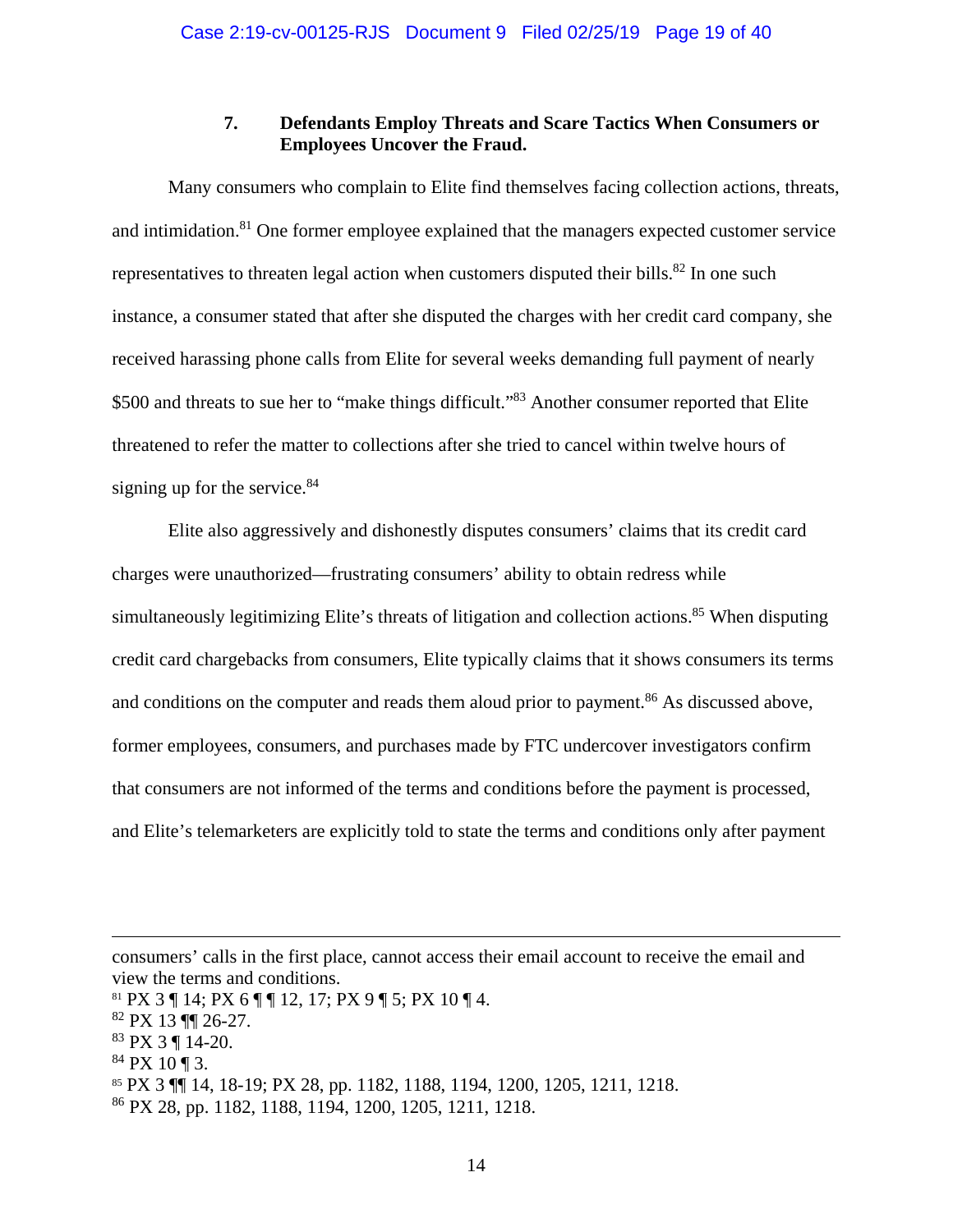### 7. Defendants Employ Threats and Scare Tactics When Consumers or Employees Uncover the Fraud.

Many consumers who complain to Elite find themselves facing collection actions, threats, and intimidation.[81] One former employee explained that the managers expected customer service representatives to threaten legal action when customers disputed their bills.[82] In one such instance, a consumer stated that after she disputed the charges with her credit card company, she received harassing phone calls from Elite for several weeks demanding full payment of nearly $500 and threats to sue her to "make things difficult."[83] Another consumer reported that Elite threatened to refer the matter to collections after she tried to cancel within twelve hours of signing up for the service.[84]

Elite also aggressively and dishonestly disputes consumers' claims that its credit card charges were unauthorized—frustrating consumers' ability to obtain redress while simultaneously legitimizing Elite's threats of litigation and collection actions.[85] When disputing credit card chargebacks from consumers, Elite typically claims that it shows consumers its terms and conditions on the computer and reads them aloud prior to payment.[86] As discussed above, former employees, consumers, and purchases made by FTC undercover investigators confirm that consumers are not informed of the terms and conditions before the payment is processed, and Elite's telemarketers are explicitly told to state the terms and conditions only after payment

---

consumers' calls in the first place, cannot access their email account to receive the email and view the terms and conditions.

[81] PX 3 ¶ 14; PX 6 ¶ ¶ 12, 17; PX 9 ¶ 5; PX 10 ¶ 4.

[82] PX 13 ¶¶ 26-27.

[83] PX 3 ¶ 14-20.

[84] PX 10 ¶ 3.

[85] PX 3 ¶¶ 14, 18-19; PX 28, pp. 1182, 1188, 1194, 1200, 1205, 1211, 1218.

[86] PX 28, pp. 1182, 1188, 1194, 1200, 1205, 1211, 1218.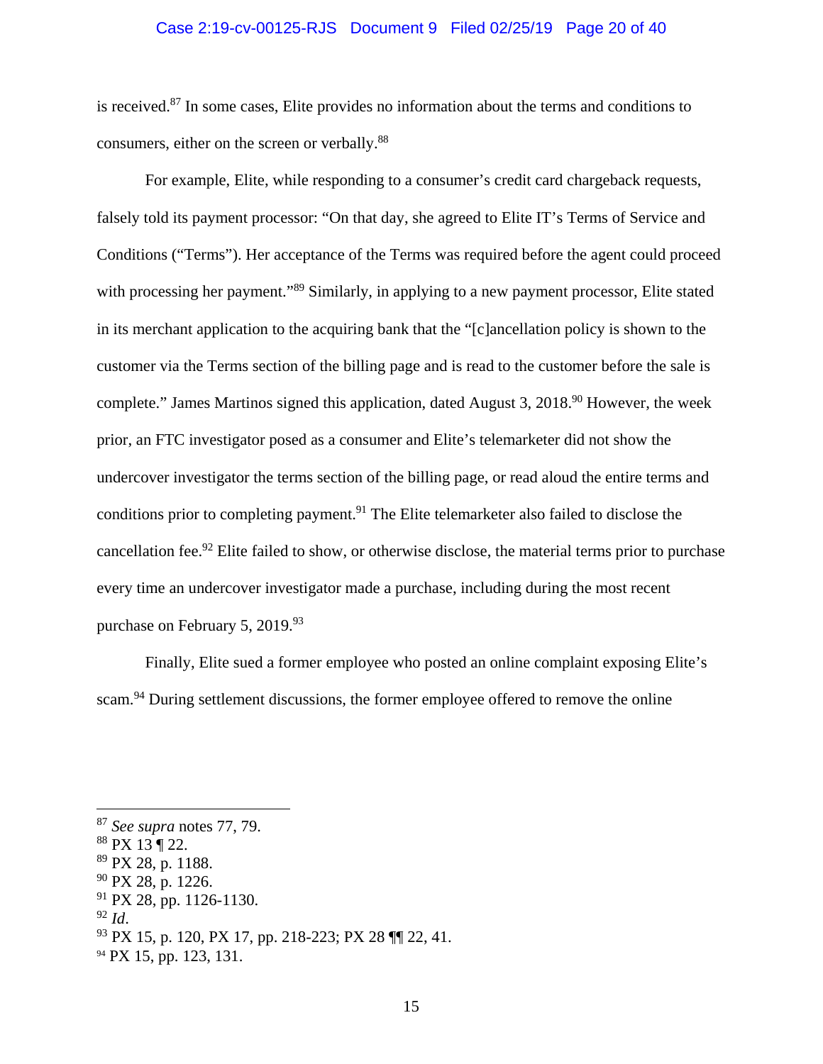is received.[87] In some cases, Elite provides no information about the terms and conditions to consumers, either on the screen or verbally.[88]

For example, Elite, while responding to a consumer's credit card chargeback requests, falsely told its payment processor: "On that day, she agreed to Elite IT's Terms of Service and Conditions ("Terms"). Her acceptance of the Terms was required before the agent could proceed with processing her payment."[89] Similarly, in applying to a new payment processor, Elite stated in its merchant application to the acquiring bank that the "[c]ancellation policy is shown to the customer via the Terms section of the billing page and is read to the customer before the sale is complete." James Martinos signed this application, dated August 3, 2018.[90] However, the week prior, an FTC investigator posed as a consumer and Elite's telemarketer did not show the undercover investigator the terms section of the billing page, or read aloud the entire terms and conditions prior to completing payment.[91] The Elite telemarketer also failed to disclose the cancellation fee.[92] Elite failed to show, or otherwise disclose, the material terms prior to purchase every time an undercover investigator made a purchase, including during the most recent purchase on February 5, 2019.[93]

Finally, Elite sued a former employee who posted an online complaint exposing Elite's scam.[94] During settlement discussions, the former employee offered to remove the online

---

[87] *See supra* notes 77, 79.
[88] PX 13 ¶ 22.
[89] PX 28, p. 1188.
[90] PX 28, p. 1226.
[91] PX 28, pp. 1126-1130.
[92] *Id*.
[93] PX 15, p. 120, PX 17, pp. 218-223; PX 28 ¶¶ 22, 41.
[94] PX 15, pp. 123, 131.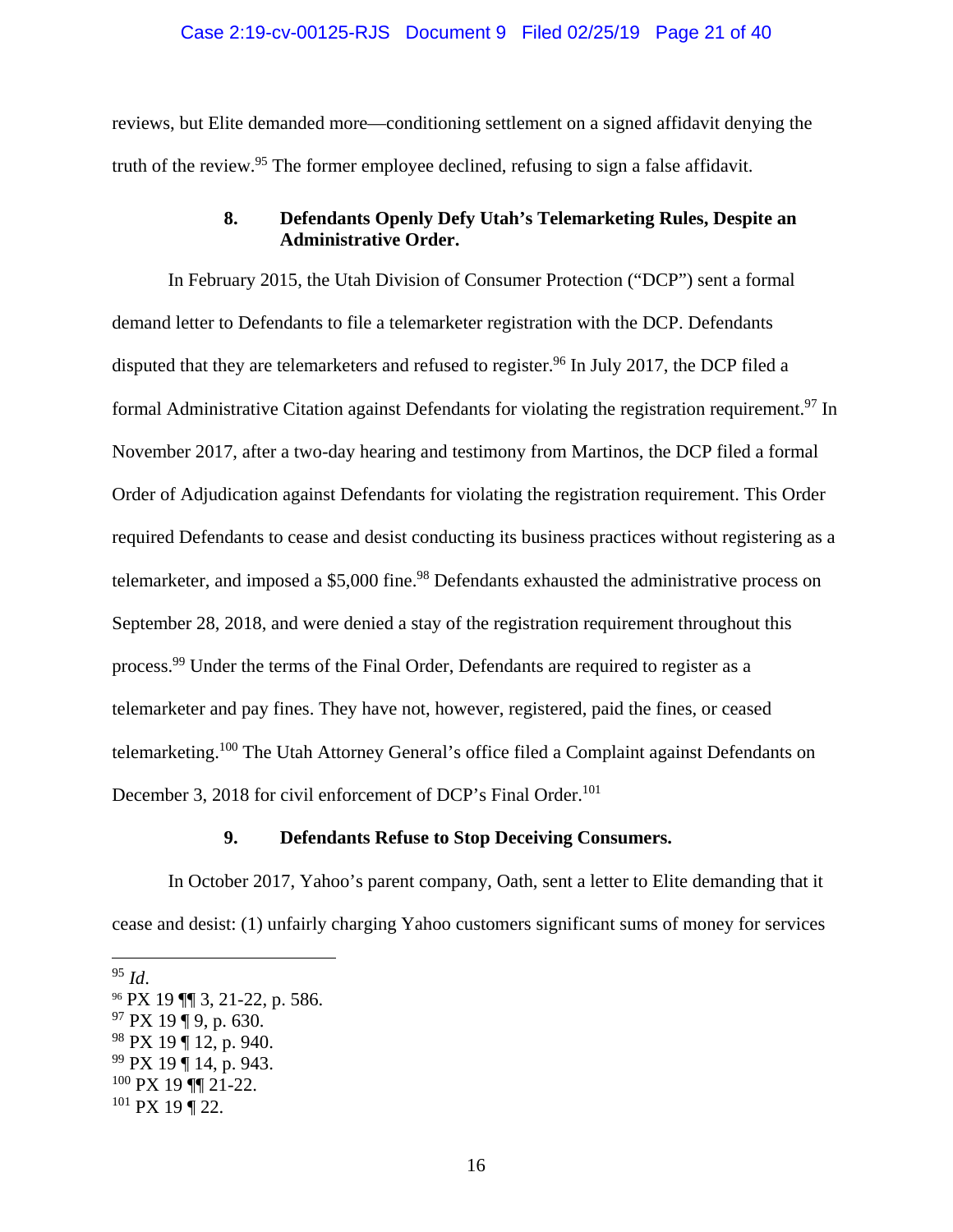reviews, but Elite demanded more—conditioning settlement on a signed affidavit denying the truth of the review.[95] The former employee declined, refusing to sign a false affidavit.

### 8. Defendants Openly Defy Utah's Telemarketing Rules, Despite an Administrative Order.

In February 2015, the Utah Division of Consumer Protection ("DCP") sent a formal demand letter to Defendants to file a telemarketer registration with the DCP. Defendants disputed that they are telemarketers and refused to register.[96] In July 2017, the DCP filed a formal Administrative Citation against Defendants for violating the registration requirement.[97] In November 2017, after a two-day hearing and testimony from Martinos, the DCP filed a formal Order of Adjudication against Defendants for violating the registration requirement. This Order required Defendants to cease and desist conducting its business practices without registering as a telemarketer, and imposed a $5,000 fine.[98] Defendants exhausted the administrative process on September 28, 2018, and were denied a stay of the registration requirement throughout this process.[99] Under the terms of the Final Order, Defendants are required to register as a telemarketer and pay fines. They have not, however, registered, paid the fines, or ceased telemarketing.[100] The Utah Attorney General's office filed a Complaint against Defendants on December 3, 2018 for civil enforcement of DCP's Final Order.[101]

### 9. Defendants Refuse to Stop Deceiving Consumers.

In October 2017, Yahoo's parent company, Oath, sent a letter to Elite demanding that it cease and desist: (1) unfairly charging Yahoo customers significant sums of money for services

---

[95] *Id*.
[96] PX 19 ¶¶ 3, 21-22, p. 586.
[97] PX 19 ¶ 9, p. 630.
[98] PX 19 ¶ 12, p. 940.
[99] PX 19 ¶ 14, p. 943.
[100] PX 19 ¶¶ 21-22.
[101] PX 19 ¶ 22.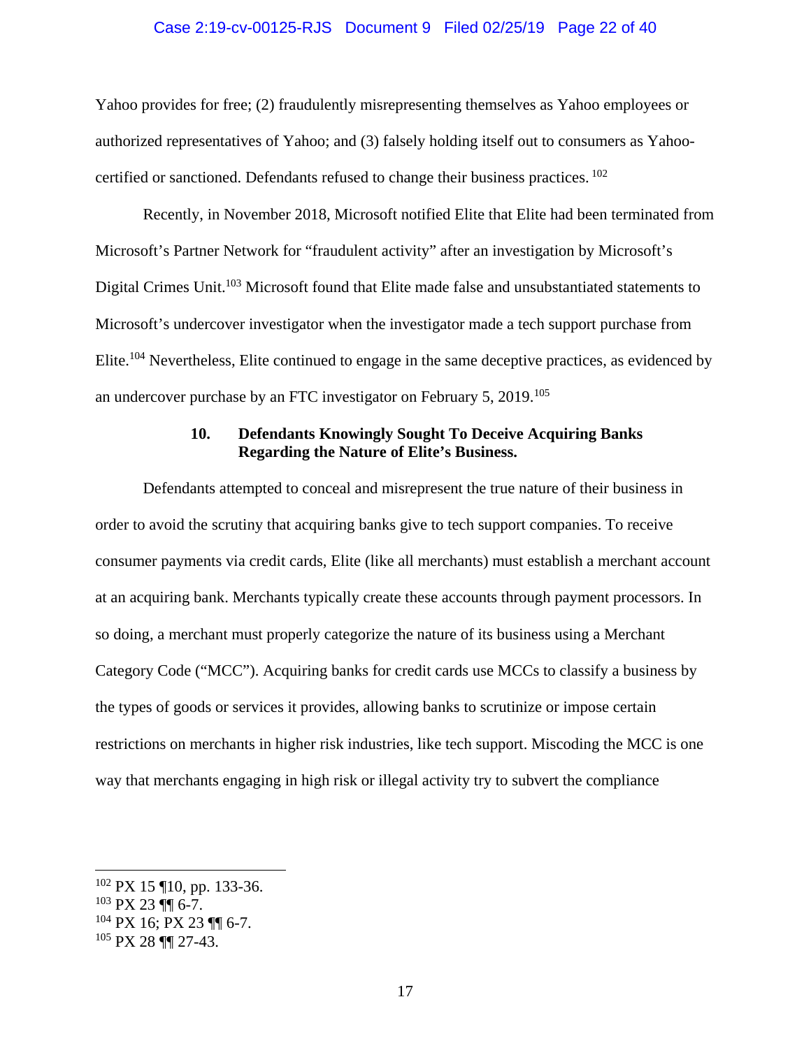Yahoo provides for free; (2) fraudulently misrepresenting themselves as Yahoo employees or authorized representatives of Yahoo; and (3) falsely holding itself out to consumers as Yahoo-certified or sanctioned. Defendants refused to change their business practices. [102]

Recently, in November 2018, Microsoft notified Elite that Elite had been terminated from Microsoft's Partner Network for "fraudulent activity" after an investigation by Microsoft's Digital Crimes Unit.[103] Microsoft found that Elite made false and unsubstantiated statements to Microsoft's undercover investigator when the investigator made a tech support purchase from Elite.[104] Nevertheless, Elite continued to engage in the same deceptive practices, as evidenced by an undercover purchase by an FTC investigator on February 5, 2019.[105]

### 10. Defendants Knowingly Sought To Deceive Acquiring Banks Regarding the Nature of Elite's Business.

Defendants attempted to conceal and misrepresent the true nature of their business in order to avoid the scrutiny that acquiring banks give to tech support companies. To receive consumer payments via credit cards, Elite (like all merchants) must establish a merchant account at an acquiring bank. Merchants typically create these accounts through payment processors. In so doing, a merchant must properly categorize the nature of its business using a Merchant Category Code ("MCC"). Acquiring banks for credit cards use MCCs to classify a business by the types of goods or services it provides, allowing banks to scrutinize or impose certain restrictions on merchants in higher risk industries, like tech support. Miscoding the MCC is one way that merchants engaging in high risk or illegal activity try to subvert the compliance

---

[102] PX 15 ¶10, pp. 133-36.

[103] PX 23 ¶¶ 6-7.

[104] PX 16; PX 23 ¶¶ 6-7.

[105] PX 28 ¶¶ 27-43.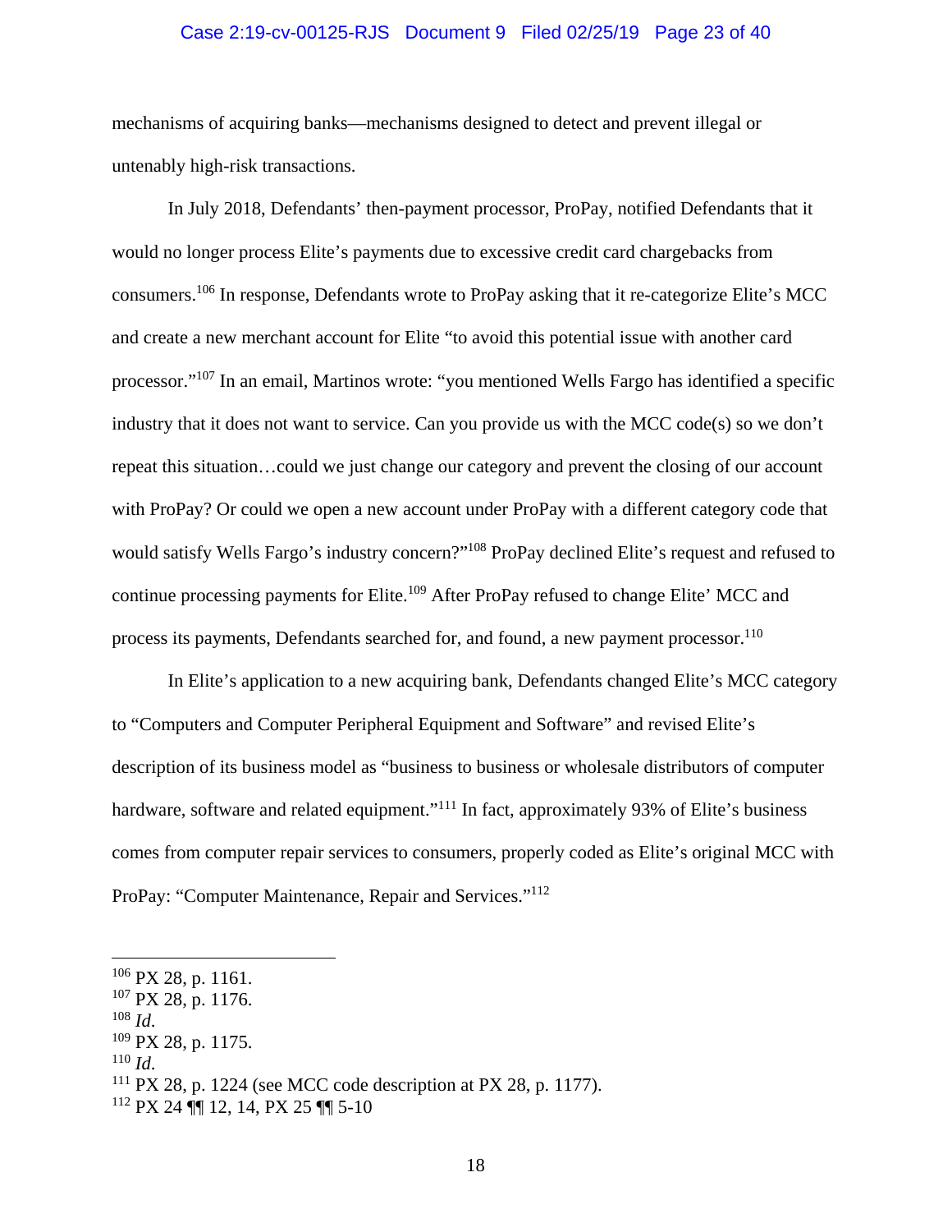mechanisms of acquiring banks—mechanisms designed to detect and prevent illegal or untenably high-risk transactions.

In July 2018, Defendants' then-payment processor, ProPay, notified Defendants that it would no longer process Elite's payments due to excessive credit card chargebacks from consumers.[106] In response, Defendants wrote to ProPay asking that it re-categorize Elite's MCC and create a new merchant account for Elite "to avoid this potential issue with another card processor."[107] In an email, Martinos wrote: "you mentioned Wells Fargo has identified a specific industry that it does not want to service. Can you provide us with the MCC code(s) so we don't repeat this situation…could we just change our category and prevent the closing of our account with ProPay? Or could we open a new account under ProPay with a different category code that would satisfy Wells Fargo's industry concern?"[108] ProPay declined Elite's request and refused to continue processing payments for Elite.[109] After ProPay refused to change Elite' MCC and process its payments, Defendants searched for, and found, a new payment processor.[110]

In Elite's application to a new acquiring bank, Defendants changed Elite's MCC category to "Computers and Computer Peripheral Equipment and Software" and revised Elite's description of its business model as "business to business or wholesale distributors of computer hardware, software and related equipment."[111] In fact, approximately 93% of Elite's business comes from computer repair services to consumers, properly coded as Elite's original MCC with ProPay: "Computer Maintenance, Repair and Services."[112]

---

[106] PX 28, p. 1161.
[107] PX 28, p. 1176.
[108] *Id.*
[109] PX 28, p. 1175.
[110] *Id.*
[111] PX 28, p. 1224 (see MCC code description at PX 28, p. 1177).
[112] PX 24 ¶¶ 12, 14, PX 25 ¶¶ 5-10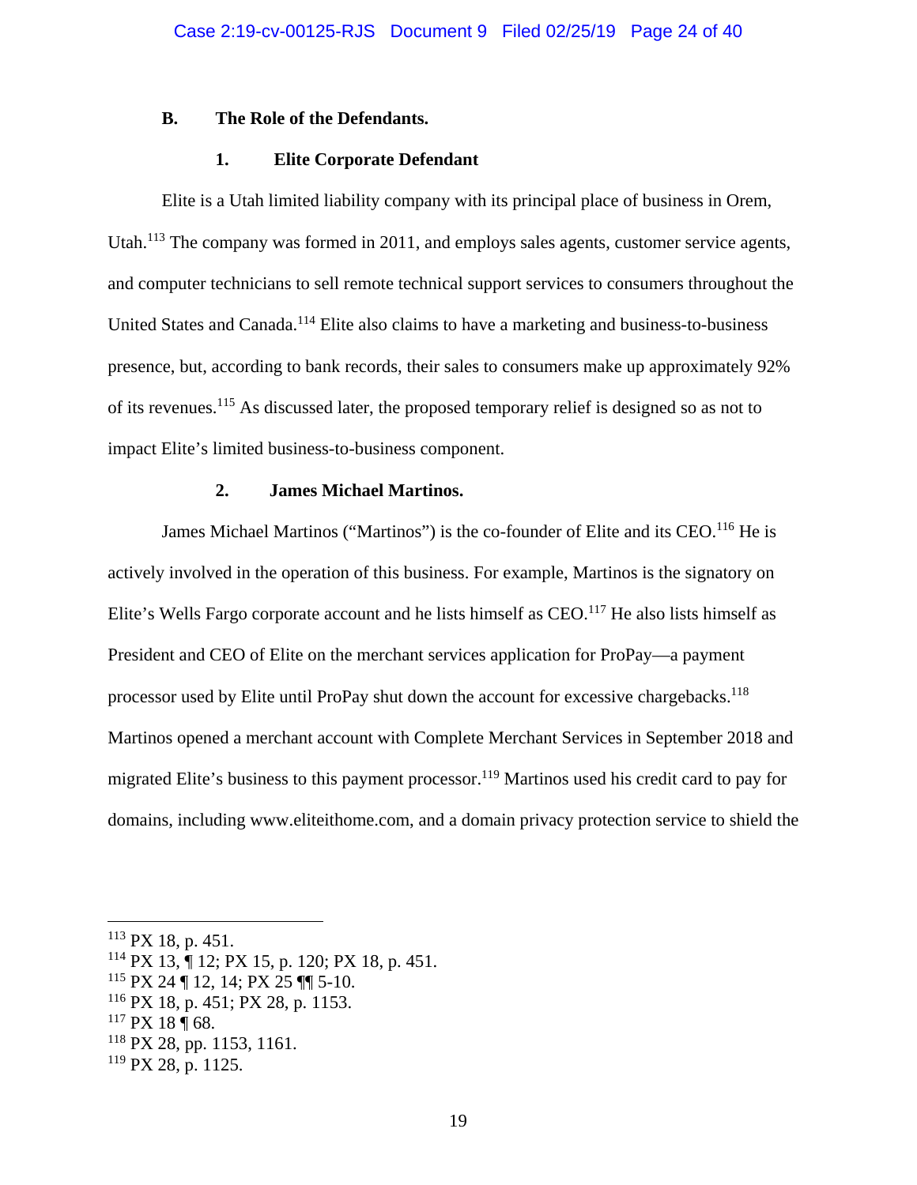### B. The Role of the Defendants.

#### 1. Elite Corporate Defendant

Elite is a Utah limited liability company with its principal place of business in Orem, Utah.[113] The company was formed in 2011, and employs sales agents, customer service agents, and computer technicians to sell remote technical support services to consumers throughout the United States and Canada.[114] Elite also claims to have a marketing and business-to-business presence, but, according to bank records, their sales to consumers make up approximately 92% of its revenues.[115] As discussed later, the proposed temporary relief is designed so as not to impact Elite's limited business-to-business component.

#### 2. James Michael Martinos.

James Michael Martinos ("Martinos") is the co-founder of Elite and its CEO.[116] He is actively involved in the operation of this business. For example, Martinos is the signatory on Elite's Wells Fargo corporate account and he lists himself as CEO.[117] He also lists himself as President and CEO of Elite on the merchant services application for ProPay—a payment processor used by Elite until ProPay shut down the account for excessive chargebacks.[118] Martinos opened a merchant account with Complete Merchant Services in September 2018 and migrated Elite's business to this payment processor.[119] Martinos used his credit card to pay for domains, including www.eliteithome.com, and a domain privacy protection service to shield the

---

[113] PX 18, p. 451.
[114] PX 13, ¶ 12; PX 15, p. 120; PX 18, p. 451.
[115] PX 24 ¶ 12, 14; PX 25 ¶¶ 5-10.
[116] PX 18, p. 451; PX 28, p. 1153.
[117] PX 18 ¶ 68.
[118] PX 28, pp. 1153, 1161.
[119] PX 28, p. 1125.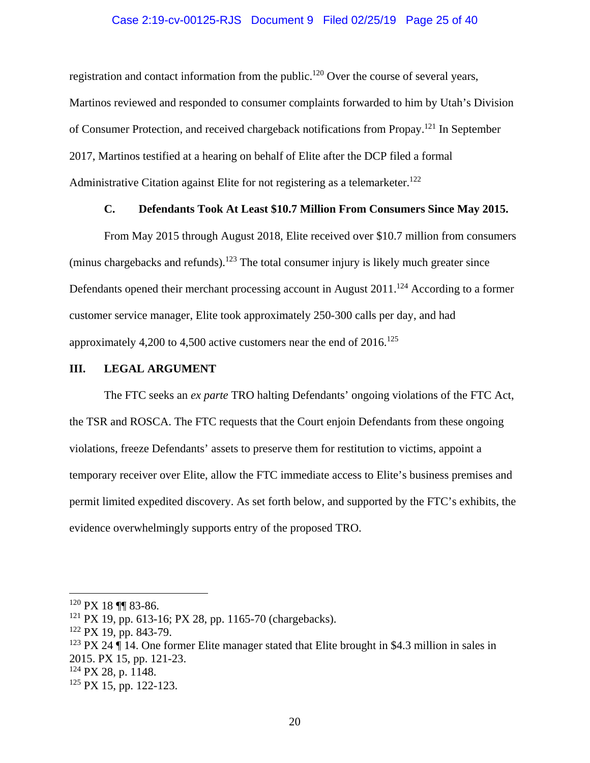registration and contact information from the public.[120] Over the course of several years, Martinos reviewed and responded to consumer complaints forwarded to him by Utah's Division of Consumer Protection, and received chargeback notifications from Propay.[121] In September 2017, Martinos testified at a hearing on behalf of Elite after the DCP filed a formal Administrative Citation against Elite for not registering as a telemarketer.[122]

### C. Defendants Took At Least $10.7 Million From Consumers Since May 2015.

From May 2015 through August 2018, Elite received over $10.7 million from consumers (minus chargebacks and refunds).[123] The total consumer injury is likely much greater since Defendants opened their merchant processing account in August 2011.[124] According to a former customer service manager, Elite took approximately 250-300 calls per day, and had approximately 4,200 to 4,500 active customers near the end of 2016.[125]

## III. LEGAL ARGUMENT

The FTC seeks an *ex parte* TRO halting Defendants' ongoing violations of the FTC Act, the TSR and ROSCA. The FTC requests that the Court enjoin Defendants from these ongoing violations, freeze Defendants' assets to preserve them for restitution to victims, appoint a temporary receiver over Elite, allow the FTC immediate access to Elite's business premises and permit limited expedited discovery. As set forth below, and supported by the FTC's exhibits, the evidence overwhelmingly supports entry of the proposed TRO.

---

[120] PX 18 ¶¶ 83-86.

[121] PX 19, pp. 613-16; PX 28, pp. 1165-70 (chargebacks).

[122] PX 19, pp. 843-79.

[123] PX 24 ¶ 14. One former Elite manager stated that Elite brought in $4.3 million in sales in 2015. PX 15, pp. 121-23.

[124] PX 28, p. 1148.

[125] PX 15, pp. 122-123.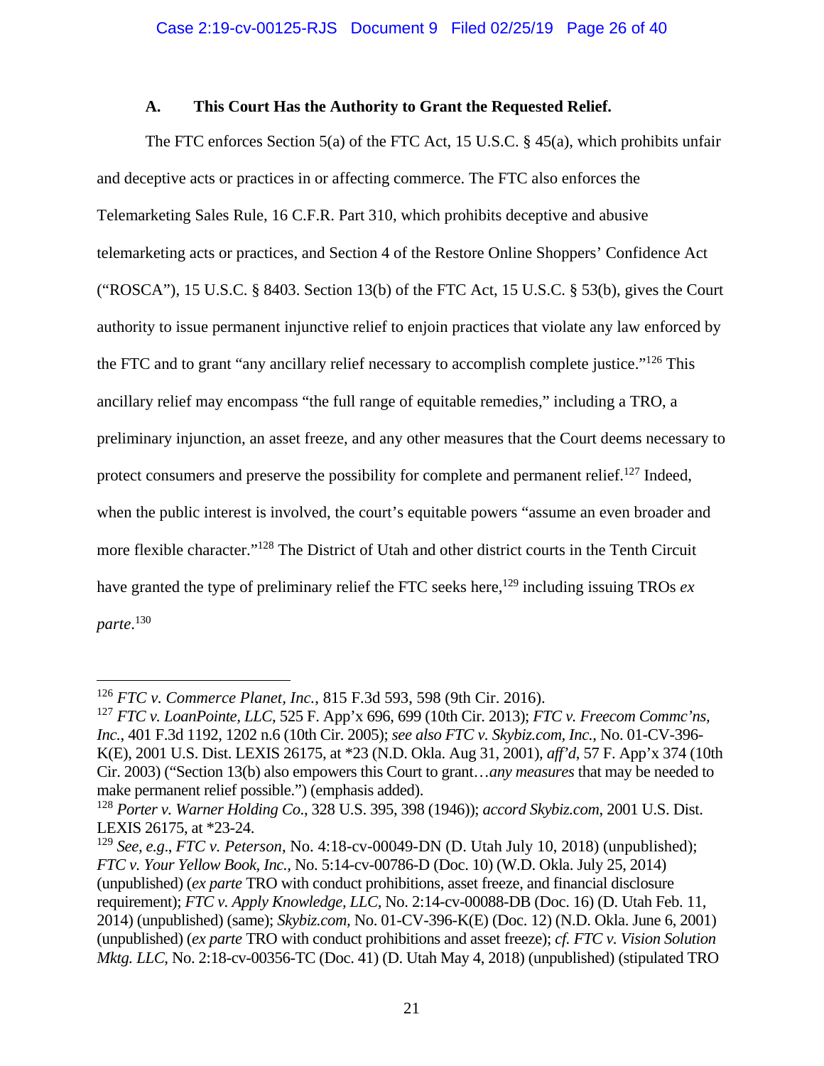### A. This Court Has the Authority to Grant the Requested Relief.

The FTC enforces Section 5(a) of the FTC Act, 15 U.S.C. § 45(a), which prohibits unfair and deceptive acts or practices in or affecting commerce. The FTC also enforces the Telemarketing Sales Rule, 16 C.F.R. Part 310, which prohibits deceptive and abusive telemarketing acts or practices, and Section 4 of the Restore Online Shoppers' Confidence Act ("ROSCA"), 15 U.S.C. § 8403. Section 13(b) of the FTC Act, 15 U.S.C. § 53(b), gives the Court authority to issue permanent injunctive relief to enjoin practices that violate any law enforced by the FTC and to grant "any ancillary relief necessary to accomplish complete justice."[126] This ancillary relief may encompass "the full range of equitable remedies," including a TRO, a preliminary injunction, an asset freeze, and any other measures that the Court deems necessary to protect consumers and preserve the possibility for complete and permanent relief.[127] Indeed, when the public interest is involved, the court's equitable powers "assume an even broader and more flexible character."[128] The District of Utah and other district courts in the Tenth Circuit have granted the type of preliminary relief the FTC seeks here,[129] including issuing TROs *ex parte*.[130]

---

[126] *FTC v. Commerce Planet, Inc.*, 815 F.3d 593, 598 (9th Cir. 2016).

[127] *FTC v. LoanPointe, LLC*, 525 F. App'x 696, 699 (10th Cir. 2013); *FTC v. Freecom Commc'ns, Inc.*, 401 F.3d 1192, 1202 n.6 (10th Cir. 2005); *see also FTC v. Skybiz.com, Inc.*, No. 01-CV-396-K(E), 2001 U.S. Dist. LEXIS 26175, at *23 (N.D. Okla. Aug 31, 2001), *aff'd*, 57 F. App'x 374 (10th Cir. 2003) ("Section 13(b) also empowers this Court to grant…*any measures* that may be needed to make permanent relief possible.") (emphasis added).

[128] *Porter v. Warner Holding Co.*, 328 U.S. 395, 398 (1946)); *accord Skybiz.com*, 2001 U.S. Dist. LEXIS 26175, at *23-24.

[129] *See, e.g.*, *FTC v. Peterson*, No. 4:18-cv-00049-DN (D. Utah July 10, 2018) (unpublished); *FTC v. Your Yellow Book, Inc.*, No. 5:14-cv-00786-D (Doc. 10) (W.D. Okla. July 25, 2014) (unpublished) (*ex parte* TRO with conduct prohibitions, asset freeze, and financial disclosure requirement); *FTC v. Apply Knowledge, LLC*, No. 2:14-cv-00088-DB (Doc. 16) (D. Utah Feb. 11, 2014) (unpublished) (same); *Skybiz.com*, No. 01-CV-396-K(E) (Doc. 12) (N.D. Okla. June 6, 2001) (unpublished) (*ex parte* TRO with conduct prohibitions and asset freeze); *cf. FTC v. Vision Solution Mktg. LLC*, No. 2:18-cv-00356-TC (Doc. 41) (D. Utah May 4, 2018) (unpublished) (stipulated TRO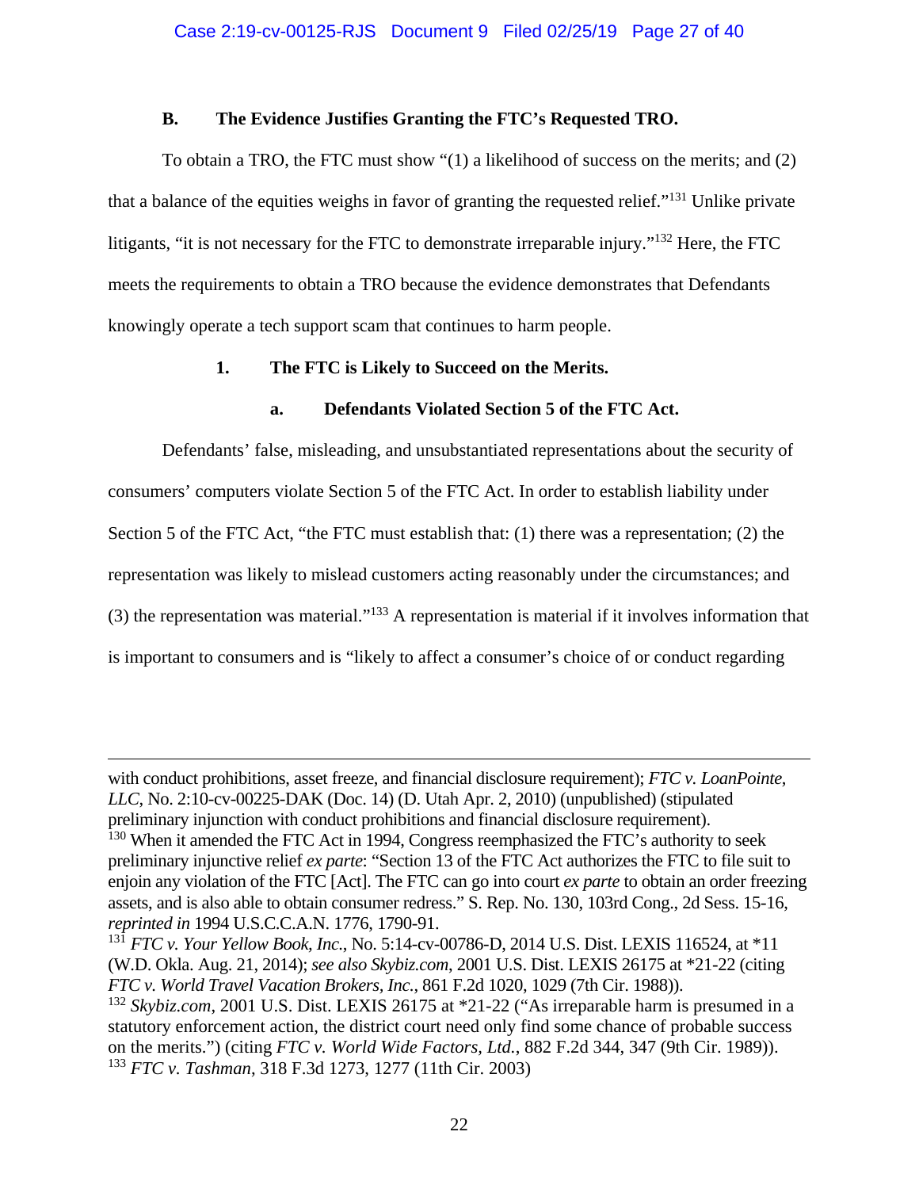### B. The Evidence Justifies Granting the FTC's Requested TRO.

To obtain a TRO, the FTC must show "(1) a likelihood of success on the merits; and (2) that a balance of the equities weighs in favor of granting the requested relief."[131] Unlike private litigants, "it is not necessary for the FTC to demonstrate irreparable injury."[132] Here, the FTC meets the requirements to obtain a TRO because the evidence demonstrates that Defendants knowingly operate a tech support scam that continues to harm people.

#### 1. The FTC is Likely to Succeed on the Merits.

##### a. Defendants Violated Section 5 of the FTC Act.

Defendants' false, misleading, and unsubstantiated representations about the security of consumers' computers violate Section 5 of the FTC Act. In order to establish liability under Section 5 of the FTC Act, "the FTC must establish that: (1) there was a representation; (2) the representation was likely to mislead customers acting reasonably under the circumstances; and (3) the representation was material."[133] A representation is material if it involves information that is important to consumers and is "likely to affect a consumer's choice of or conduct regarding

---

with conduct prohibitions, asset freeze, and financial disclosure requirement); *FTC v. LoanPointe, LLC*, No. 2:10-cv-00225-DAK (Doc. 14) (D. Utah Apr. 2, 2010) (unpublished) (stipulated preliminary injunction with conduct prohibitions and financial disclosure requirement).

[130] When it amended the FTC Act in 1994, Congress reemphasized the FTC's authority to seek preliminary injunctive relief *ex parte*: "Section 13 of the FTC Act authorizes the FTC to file suit to enjoin any violation of the FTC [Act]. The FTC can go into court *ex parte* to obtain an order freezing assets, and is also able to obtain consumer redress." S. Rep. No. 130, 103rd Cong., 2d Sess. 15-16, *reprinted in* 1994 U.S.C.C.A.N. 1776, 1790-91.

[131] *FTC v. Your Yellow Book, Inc.*, No. 5:14-cv-00786-D, 2014 U.S. Dist. LEXIS 116524, at *11 (W.D. Okla. Aug. 21, 2014); *see also Skybiz.com*, 2001 U.S. Dist. LEXIS 26175 at *21-22 (citing *FTC v. World Travel Vacation Brokers, Inc.*, 861 F.2d 1020, 1029 (7th Cir. 1988)).

[132] *Skybiz.com*, 2001 U.S. Dist. LEXIS 26175 at *21-22 ("As irreparable harm is presumed in a statutory enforcement action, the district court need only find some chance of probable success on the merits.") (citing *FTC v. World Wide Factors, Ltd.*, 882 F.2d 344, 347 (9th Cir. 1989)).

[133] *FTC v. Tashman*, 318 F.3d 1273, 1277 (11th Cir. 2003)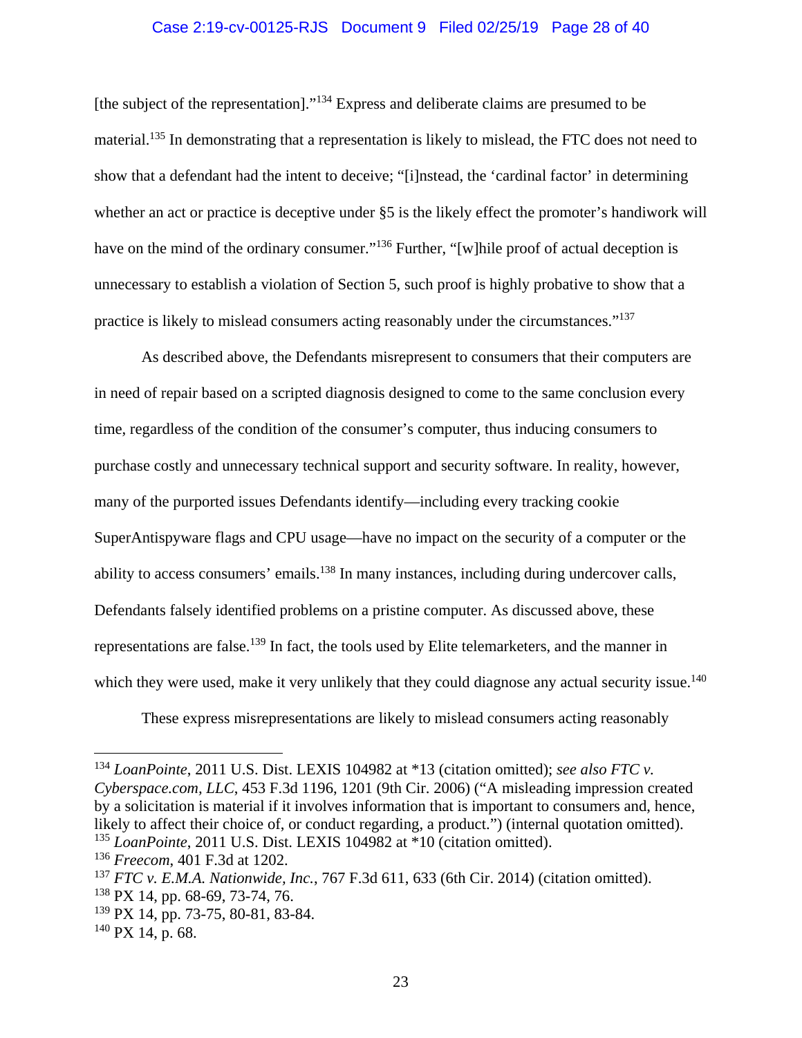[the subject of the representation]."[134] Express and deliberate claims are presumed to be material.[135] In demonstrating that a representation is likely to mislead, the FTC does not need to show that a defendant had the intent to deceive; "[i]nstead, the 'cardinal factor' in determining whether an act or practice is deceptive under §5 is the likely effect the promoter's handiwork will have on the mind of the ordinary consumer."[136] Further, "[w]hile proof of actual deception is unnecessary to establish a violation of Section 5, such proof is highly probative to show that a practice is likely to mislead consumers acting reasonably under the circumstances."[137]

As described above, the Defendants misrepresent to consumers that their computers are in need of repair based on a scripted diagnosis designed to come to the same conclusion every time, regardless of the condition of the consumer's computer, thus inducing consumers to purchase costly and unnecessary technical support and security software. In reality, however, many of the purported issues Defendants identify—including every tracking cookie SuperAntispyware flags and CPU usage—have no impact on the security of a computer or the ability to access consumers' emails.[138] In many instances, including during undercover calls, Defendants falsely identified problems on a pristine computer. As discussed above, these representations are false.[139] In fact, the tools used by Elite telemarketers, and the manner in which they were used, make it very unlikely that they could diagnose any actual security issue.[140]

These express misrepresentations are likely to mislead consumers acting reasonably

---

[134] *LoanPointe*, 2011 U.S. Dist. LEXIS 104982 at *13 (citation omitted); *see also FTC v. Cyberspace.com, LLC*, 453 F.3d 1196, 1201 (9th Cir. 2006) ("A misleading impression created by a solicitation is material if it involves information that is important to consumers and, hence, likely to affect their choice of, or conduct regarding, a product.") (internal quotation omitted).

[135] *LoanPointe*, 2011 U.S. Dist. LEXIS 104982 at *10 (citation omitted).

[136] *Freecom*, 401 F.3d at 1202.

[137] *FTC v. E.M.A. Nationwide, Inc.*, 767 F.3d 611, 633 (6th Cir. 2014) (citation omitted).

[138] PX 14, pp. 68-69, 73-74, 76.

[139] PX 14, pp. 73-75, 80-81, 83-84.

[140] PX 14, p. 68.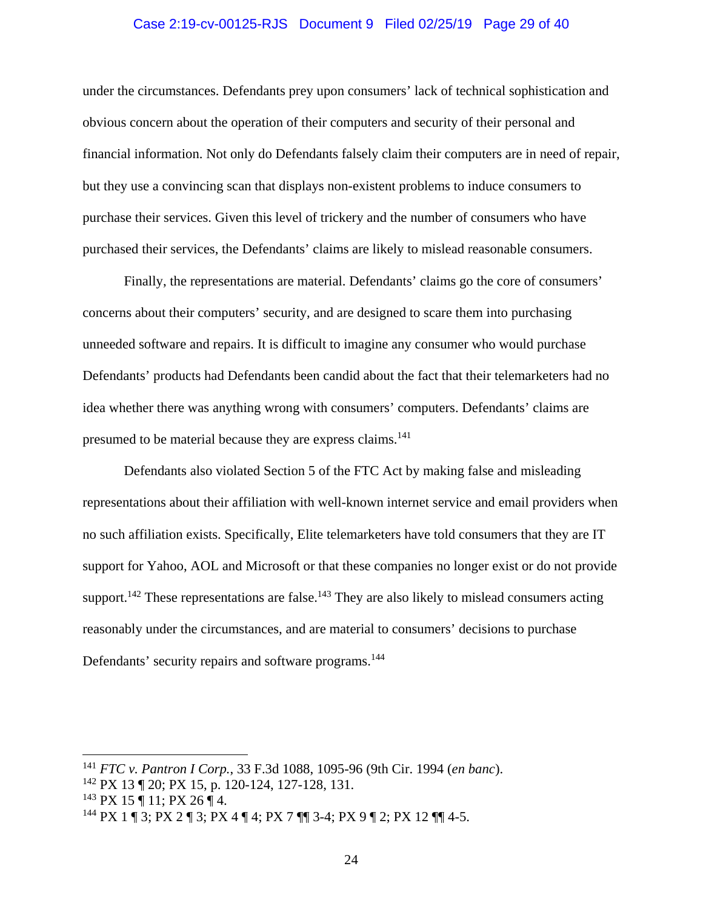under the circumstances. Defendants prey upon consumers' lack of technical sophistication and obvious concern about the operation of their computers and security of their personal and financial information. Not only do Defendants falsely claim their computers are in need of repair, but they use a convincing scan that displays non-existent problems to induce consumers to purchase their services. Given this level of trickery and the number of consumers who have purchased their services, the Defendants' claims are likely to mislead reasonable consumers.

Finally, the representations are material. Defendants' claims go the core of consumers' concerns about their computers' security, and are designed to scare them into purchasing unneeded software and repairs. It is difficult to imagine any consumer who would purchase Defendants' products had Defendants been candid about the fact that their telemarketers had no idea whether there was anything wrong with consumers' computers. Defendants' claims are presumed to be material because they are express claims.[141]

Defendants also violated Section 5 of the FTC Act by making false and misleading representations about their affiliation with well-known internet service and email providers when no such affiliation exists. Specifically, Elite telemarketers have told consumers that they are IT support for Yahoo, AOL and Microsoft or that these companies no longer exist or do not provide support.[142] These representations are false.[143] They are also likely to mislead consumers acting reasonably under the circumstances, and are material to consumers' decisions to purchase Defendants' security repairs and software programs.[144]

---

[141] *FTC v. Pantron I Corp.*, 33 F.3d 1088, 1095-96 (9th Cir. 1994 (*en banc*).

[142] PX 13 ¶ 20; PX 15, p. 120-124, 127-128, 131.

[143] PX 15 ¶ 11; PX 26 ¶ 4.

[144] PX 1 ¶ 3; PX 2 ¶ 3; PX 4 ¶ 4; PX 7 ¶¶ 3-4; PX 9 ¶ 2; PX 12 ¶¶ 4-5.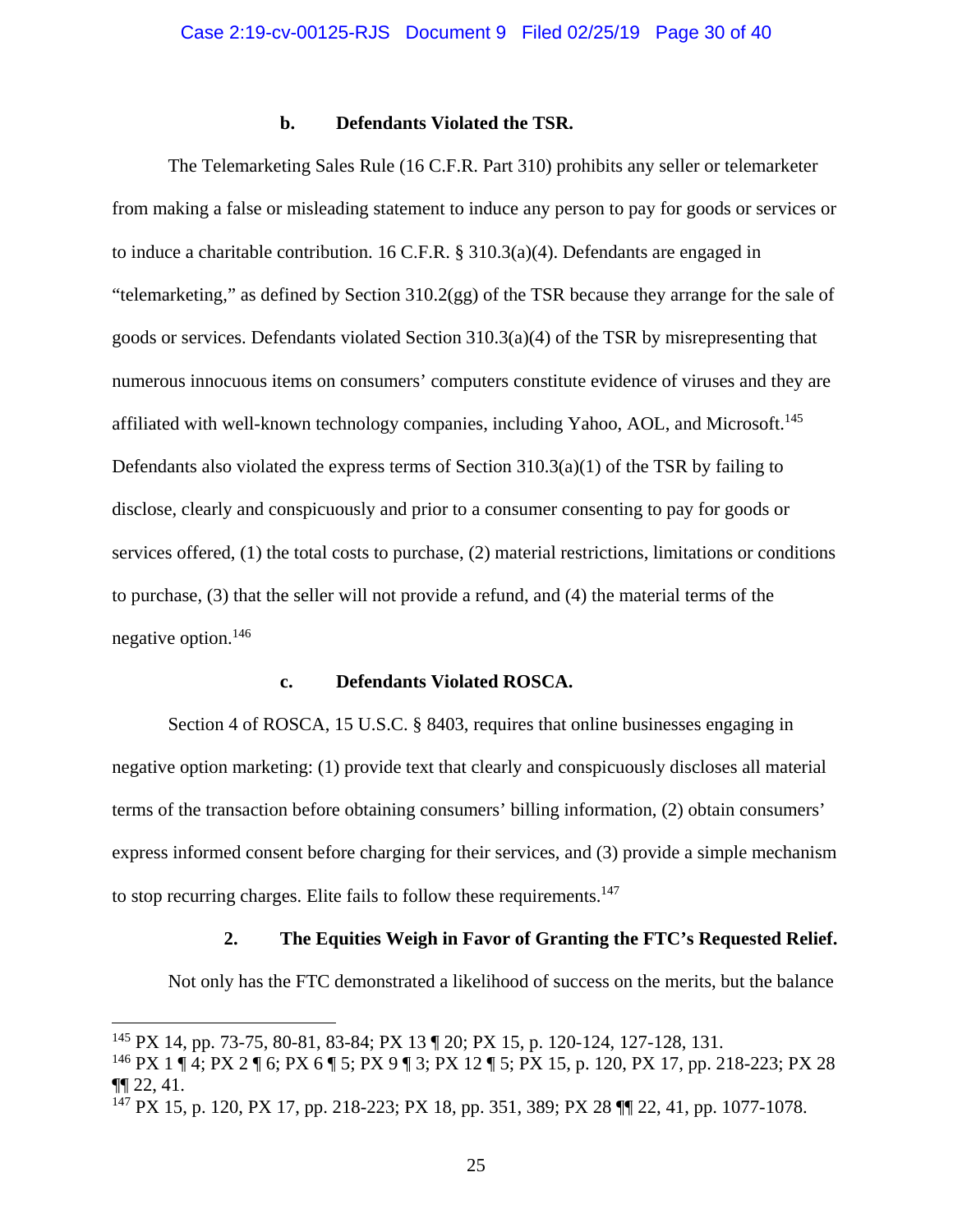#### b. Defendants Violated the TSR.

The Telemarketing Sales Rule (16 C.F.R. Part 310) prohibits any seller or telemarketer from making a false or misleading statement to induce any person to pay for goods or services or to induce a charitable contribution. 16 C.F.R. § 310.3(a)(4). Defendants are engaged in "telemarketing," as defined by Section 310.2(gg) of the TSR because they arrange for the sale of goods or services. Defendants violated Section 310.3(a)(4) of the TSR by misrepresenting that numerous innocuous items on consumers' computers constitute evidence of viruses and they are affiliated with well-known technology companies, including Yahoo, AOL, and Microsoft.[145] Defendants also violated the express terms of Section 310.3(a)(1) of the TSR by failing to disclose, clearly and conspicuously and prior to a consumer consenting to pay for goods or services offered, (1) the total costs to purchase, (2) material restrictions, limitations or conditions to purchase, (3) that the seller will not provide a refund, and (4) the material terms of the negative option.[146]

#### c. Defendants Violated ROSCA.

Section 4 of ROSCA, 15 U.S.C. § 8403, requires that online businesses engaging in negative option marketing: (1) provide text that clearly and conspicuously discloses all material terms of the transaction before obtaining consumers' billing information, (2) obtain consumers' express informed consent before charging for their services, and (3) provide a simple mechanism to stop recurring charges. Elite fails to follow these requirements.[147]

### 2. The Equities Weigh in Favor of Granting the FTC's Requested Relief.

Not only has the FTC demonstrated a likelihood of success on the merits, but the balance

---

[145] PX 14, pp. 73-75, 80-81, 83-84; PX 13 ¶ 20; PX 15, p. 120-124, 127-128, 131.

[146] PX 1 ¶ 4; PX 2 ¶ 6; PX 6 ¶ 5; PX 9 ¶ 3; PX 12 ¶ 5; PX 15, p. 120, PX 17, pp. 218-223; PX 28 ¶¶ 22, 41.

[147] PX 15, p. 120, PX 17, pp. 218-223; PX 18, pp. 351, 389; PX 28 ¶¶ 22, 41, pp. 1077-1078.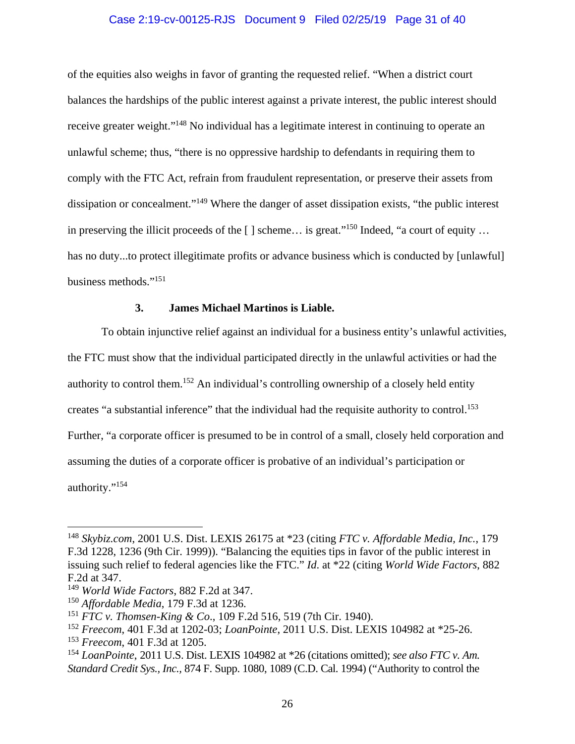of the equities also weighs in favor of granting the requested relief. "When a district court balances the hardships of the public interest against a private interest, the public interest should receive greater weight."[148] No individual has a legitimate interest in continuing to operate an unlawful scheme; thus, "there is no oppressive hardship to defendants in requiring them to comply with the FTC Act, refrain from fraudulent representation, or preserve their assets from dissipation or concealment."[149] Where the danger of asset dissipation exists, "the public interest in preserving the illicit proceeds of the [ ] scheme… is great."[150] Indeed, "a court of equity … has no duty...to protect illegitimate profits or advance business which is conducted by [unlawful] business methods."[151]

### 3. James Michael Martinos is Liable.

To obtain injunctive relief against an individual for a business entity's unlawful activities, the FTC must show that the individual participated directly in the unlawful activities or had the authority to control them.[152] An individual's controlling ownership of a closely held entity creates "a substantial inference" that the individual had the requisite authority to control.[153] Further, "a corporate officer is presumed to be in control of a small, closely held corporation and assuming the duties of a corporate officer is probative of an individual's participation or authority."[154]

---

[148] *Skybiz.com*, 2001 U.S. Dist. LEXIS 26175 at *23 (citing *FTC v. Affordable Media, Inc.*, 179 F.3d 1228, 1236 (9th Cir. 1999)). "Balancing the equities tips in favor of the public interest in issuing such relief to federal agencies like the FTC." *Id.* at *22 (citing *World Wide Factors*, 882 F.2d at 347.

[149] *World Wide Factors*, 882 F.2d at 347.

[150] *Affordable Media*, 179 F.3d at 1236.

[151] *FTC v. Thomsen-King & Co.*, 109 F.2d 516, 519 (7th Cir. 1940).

[152] *Freecom*, 401 F.3d at 1202-03; *LoanPointe*, 2011 U.S. Dist. LEXIS 104982 at *25-26.

[153] *Freecom*, 401 F.3d at 1205.

[154] *LoanPointe*, 2011 U.S. Dist. LEXIS 104982 at *26 (citations omitted); *see also FTC v. Am. Standard Credit Sys., Inc.*, 874 F. Supp. 1080, 1089 (C.D. Cal. 1994) ("Authority to control the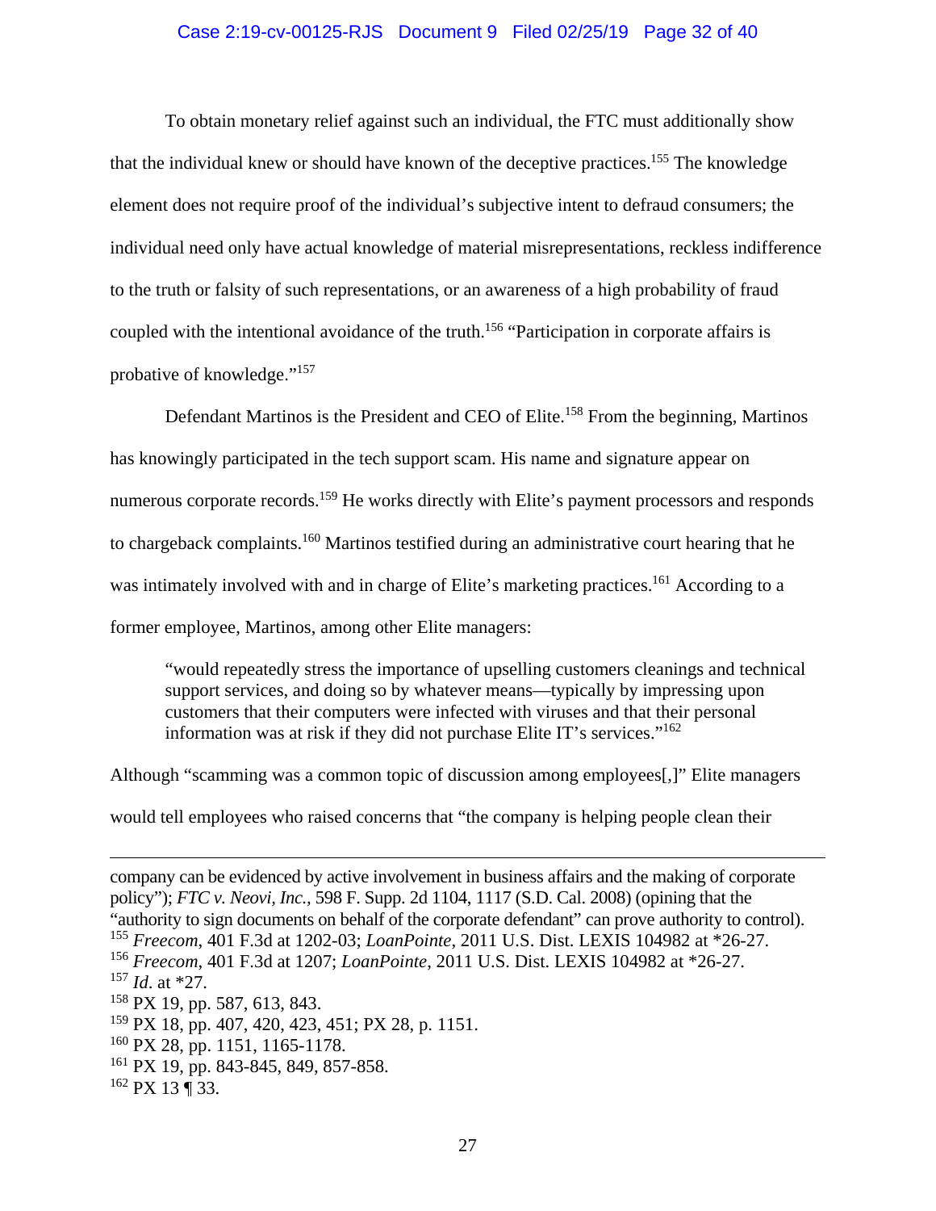To obtain monetary relief against such an individual, the FTC must additionally show that the individual knew or should have known of the deceptive practices.[155] The knowledge element does not require proof of the individual's subjective intent to defraud consumers; the individual need only have actual knowledge of material misrepresentations, reckless indifference to the truth or falsity of such representations, or an awareness of a high probability of fraud coupled with the intentional avoidance of the truth.[156] "Participation in corporate affairs is probative of knowledge."[157]

Defendant Martinos is the President and CEO of Elite.[158] From the beginning, Martinos has knowingly participated in the tech support scam. His name and signature appear on numerous corporate records.[159] He works directly with Elite's payment processors and responds to chargeback complaints.[160] Martinos testified during an administrative court hearing that he was intimately involved with and in charge of Elite's marketing practices.[161] According to a former employee, Martinos, among other Elite managers:

> "would repeatedly stress the importance of upselling customers cleanings and technical support services, and doing so by whatever means—typically by impressing upon customers that their computers were infected with viruses and that their personal information was at risk if they did not purchase Elite IT's services."[162]

Although "scamming was a common topic of discussion among employees[,]" Elite managers would tell employees who raised concerns that "the company is helping people clean their

---

company can be evidenced by active involvement in business affairs and the making of corporate policy"); *FTC v. Neovi, Inc.*, 598 F. Supp. 2d 1104, 1117 (S.D. Cal. 2008) (opining that the "authority to sign documents on behalf of the corporate defendant" can prove authority to control).

[155] *Freecom*, 401 F.3d at 1202-03; *LoanPointe*, 2011 U.S. Dist. LEXIS 104982 at *26-27.

[156] *Freecom*, 401 F.3d at 1207; *LoanPointe*, 2011 U.S. Dist. LEXIS 104982 at *26-27.

[157] *Id.* at *27.

[158] PX 19, pp. 587, 613, 843.

[159] PX 18, pp. 407, 420, 423, 451; PX 28, p. 1151.

[160] PX 28, pp. 1151, 1165-1178.

[161] PX 19, pp. 843-845, 849, 857-858.

[162] PX 13 ¶ 33.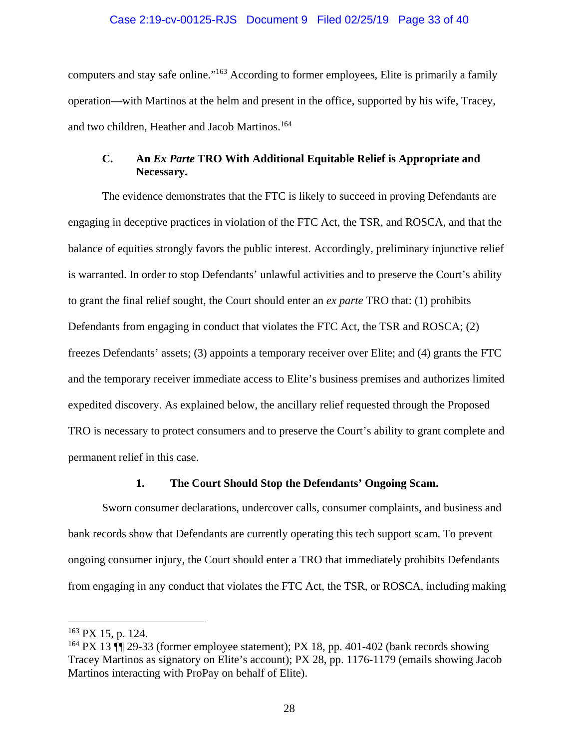computers and stay safe online."[163] According to former employees, Elite is primarily a family operation—with Martinos at the helm and present in the office, supported by his wife, Tracey, and two children, Heather and Jacob Martinos.[164]

### C. An *Ex Parte* TRO With Additional Equitable Relief is Appropriate and Necessary.

The evidence demonstrates that the FTC is likely to succeed in proving Defendants are engaging in deceptive practices in violation of the FTC Act, the TSR, and ROSCA, and that the balance of equities strongly favors the public interest. Accordingly, preliminary injunctive relief is warranted. In order to stop Defendants' unlawful activities and to preserve the Court's ability to grant the final relief sought, the Court should enter an *ex parte* TRO that: (1) prohibits Defendants from engaging in conduct that violates the FTC Act, the TSR and ROSCA; (2) freezes Defendants' assets; (3) appoints a temporary receiver over Elite; and (4) grants the FTC and the temporary receiver immediate access to Elite's business premises and authorizes limited expedited discovery. As explained below, the ancillary relief requested through the Proposed TRO is necessary to protect consumers and to preserve the Court's ability to grant complete and permanent relief in this case.

#### 1. The Court Should Stop the Defendants' Ongoing Scam.

Sworn consumer declarations, undercover calls, consumer complaints, and business and bank records show that Defendants are currently operating this tech support scam. To prevent ongoing consumer injury, the Court should enter a TRO that immediately prohibits Defendants from engaging in any conduct that violates the FTC Act, the TSR, or ROSCA, including making

---

[163] PX 15, p. 124.

[164] PX 13 ¶¶ 29-33 (former employee statement); PX 18, pp. 401-402 (bank records showing Tracey Martinos as signatory on Elite's account); PX 28, pp. 1176-1179 (emails showing Jacob Martinos interacting with ProPay on behalf of Elite).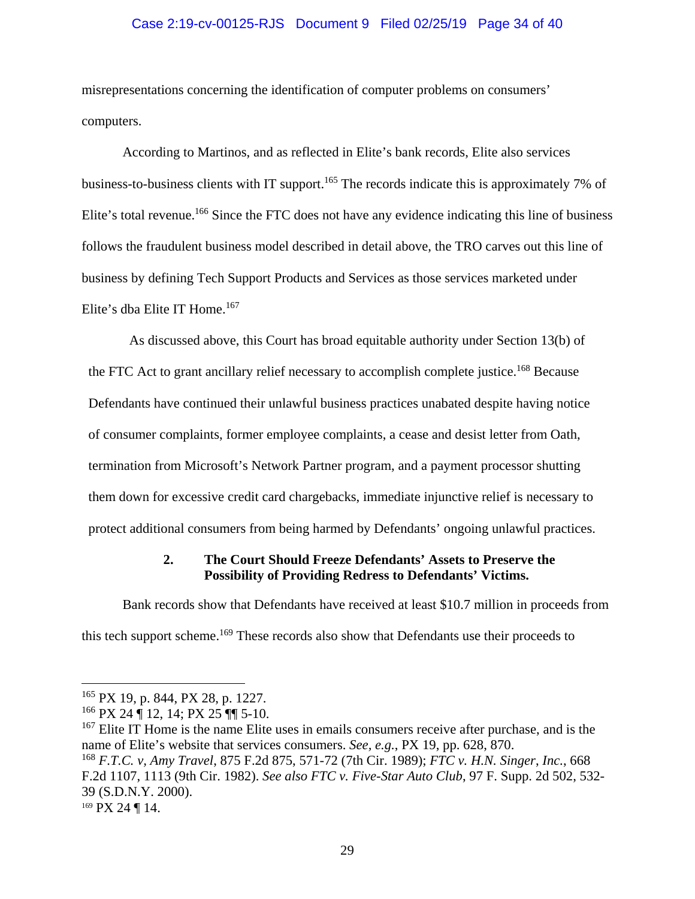misrepresentations concerning the identification of computer problems on consumers' computers.

According to Martinos, and as reflected in Elite's bank records, Elite also services business-to-business clients with IT support.[165] The records indicate this is approximately 7% of Elite's total revenue.[166] Since the FTC does not have any evidence indicating this line of business follows the fraudulent business model described in detail above, the TRO carves out this line of business by defining Tech Support Products and Services as those services marketed under Elite's dba Elite IT Home.[167]

As discussed above, this Court has broad equitable authority under Section 13(b) of the FTC Act to grant ancillary relief necessary to accomplish complete justice.[168] Because Defendants have continued their unlawful business practices unabated despite having notice of consumer complaints, former employee complaints, a cease and desist letter from Oath, termination from Microsoft's Network Partner program, and a payment processor shutting them down for excessive credit card chargebacks, immediate injunctive relief is necessary to protect additional consumers from being harmed by Defendants' ongoing unlawful practices.

### 2. The Court Should Freeze Defendants' Assets to Preserve the Possibility of Providing Redress to Defendants' Victims.

Bank records show that Defendants have received at least $10.7 million in proceeds from this tech support scheme.[169] These records also show that Defendants use their proceeds to

---

[165] PX 19, p. 844, PX 28, p. 1227.

[166] PX 24 ¶ 12, 14; PX 25 ¶¶ 5-10.

[167] Elite IT Home is the name Elite uses in emails consumers receive after purchase, and is the name of Elite's website that services consumers. *See, e.g.*, PX 19, pp. 628, 870.

[168] *F.T.C. v, Amy Travel*, 875 F.2d 875, 571-72 (7th Cir. 1989); *FTC v. H.N. Singer, Inc.*, 668 F.2d 1107, 1113 (9th Cir. 1982). *See also FTC v. Five-Star Auto Club*, 97 F. Supp. 2d 502, 532-39 (S.D.N.Y. 2000).

[169] PX 24 ¶ 14.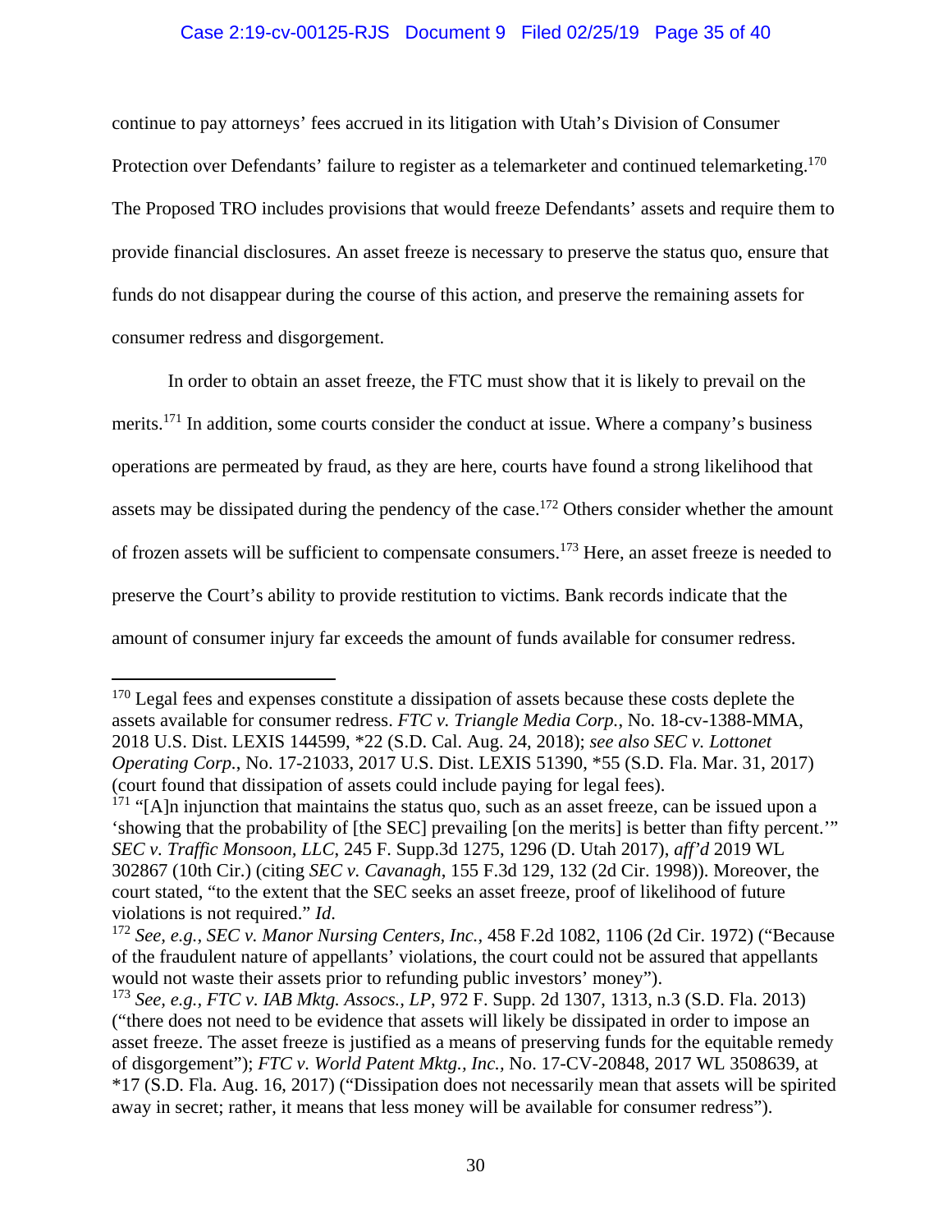continue to pay attorneys' fees accrued in its litigation with Utah's Division of Consumer Protection over Defendants' failure to register as a telemarketer and continued telemarketing.[170] The Proposed TRO includes provisions that would freeze Defendants' assets and require them to provide financial disclosures. An asset freeze is necessary to preserve the status quo, ensure that funds do not disappear during the course of this action, and preserve the remaining assets for consumer redress and disgorgement.

In order to obtain an asset freeze, the FTC must show that it is likely to prevail on the merits.[171] In addition, some courts consider the conduct at issue. Where a company's business operations are permeated by fraud, as they are here, courts have found a strong likelihood that assets may be dissipated during the pendency of the case.[172] Others consider whether the amount of frozen assets will be sufficient to compensate consumers.[173] Here, an asset freeze is needed to preserve the Court's ability to provide restitution to victims. Bank records indicate that the amount of consumer injury far exceeds the amount of funds available for consumer redress.

---

[170] Legal fees and expenses constitute a dissipation of assets because these costs deplete the assets available for consumer redress. *FTC v. Triangle Media Corp.*, No. 18-cv-1388-MMA, 2018 U.S. Dist. LEXIS 144599, *22 (S.D. Cal. Aug. 24, 2018); *see also SEC v. Lottonet Operating Corp.*, No. 17-21033, 2017 U.S. Dist. LEXIS 51390, *55 (S.D. Fla. Mar. 31, 2017) (court found that dissipation of assets could include paying for legal fees).

[171] "[A]n injunction that maintains the status quo, such as an asset freeze, can be issued upon a 'showing that the probability of [the SEC] prevailing [on the merits] is better than fifty percent.'" *SEC v. Traffic Monsoon, LLC*, 245 F. Supp.3d 1275, 1296 (D. Utah 2017), *aff'd* 2019 WL 302867 (10th Cir.) (citing *SEC v. Cavanagh*, 155 F.3d 129, 132 (2d Cir. 1998)). Moreover, the court stated, "to the extent that the SEC seeks an asset freeze, proof of likelihood of future violations is not required." *Id.*

[172] *See, e.g.*, *SEC v. Manor Nursing Centers, Inc.*, 458 F.2d 1082, 1106 (2d Cir. 1972) ("Because of the fraudulent nature of appellants' violations, the court could not be assured that appellants would not waste their assets prior to refunding public investors' money").

[173] *See, e.g.*, *FTC v. IAB Mktg. Assocs., LP*, 972 F. Supp. 2d 1307, 1313, n.3 (S.D. Fla. 2013) ("there does not need to be evidence that assets will likely be dissipated in order to impose an asset freeze. The asset freeze is justified as a means of preserving funds for the equitable remedy of disgorgement"); *FTC v. World Patent Mktg., Inc.*, No. 17-CV-20848, 2017 WL 3508639, at *17 (S.D. Fla. Aug. 16, 2017) ("Dissipation does not necessarily mean that assets will be spirited away in secret; rather, it means that less money will be available for consumer redress").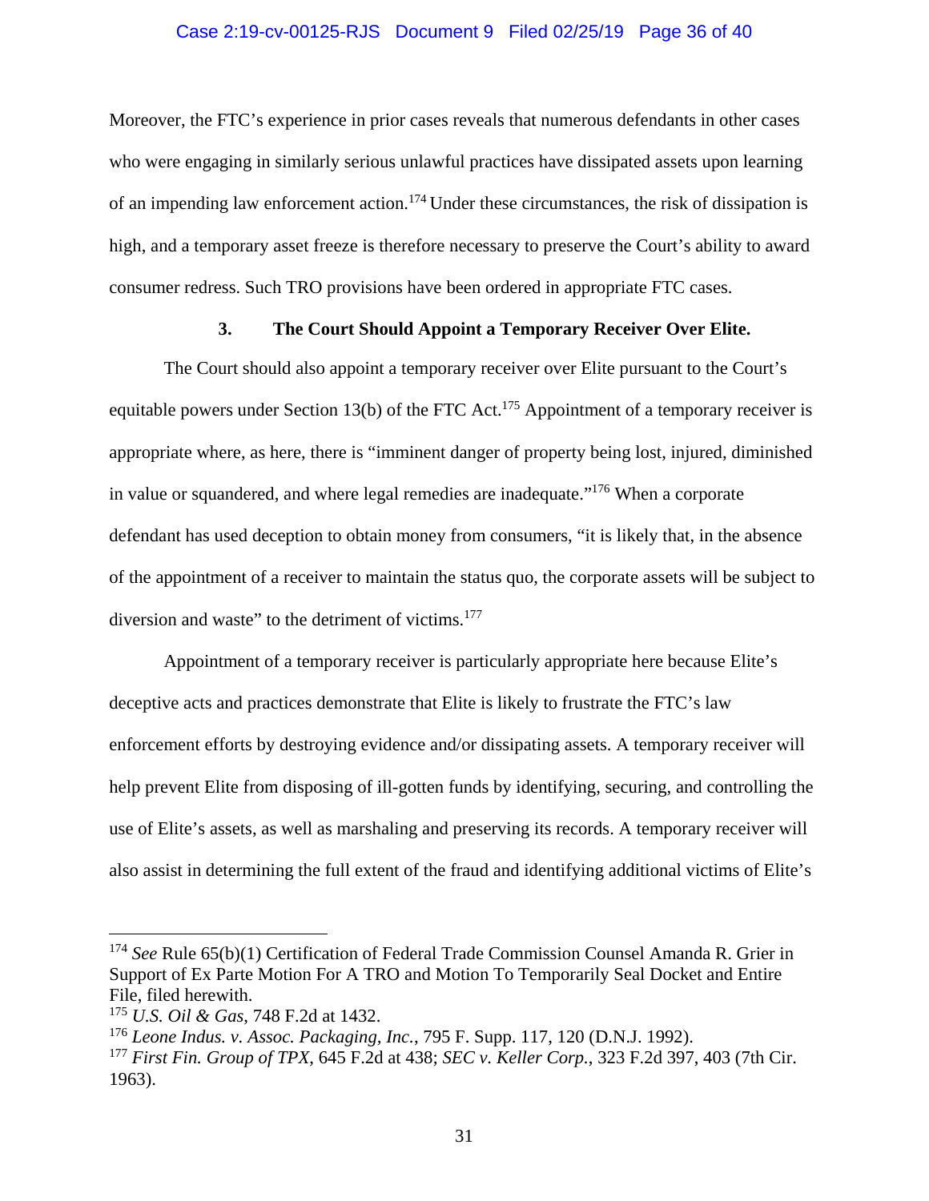Moreover, the FTC's experience in prior cases reveals that numerous defendants in other cases who were engaging in similarly serious unlawful practices have dissipated assets upon learning of an impending law enforcement action.[174] Under these circumstances, the risk of dissipation is high, and a temporary asset freeze is therefore necessary to preserve the Court's ability to award consumer redress. Such TRO provisions have been ordered in appropriate FTC cases.

### 3. The Court Should Appoint a Temporary Receiver Over Elite.

The Court should also appoint a temporary receiver over Elite pursuant to the Court's equitable powers under Section 13(b) of the FTC Act.[175] Appointment of a temporary receiver is appropriate where, as here, there is "imminent danger of property being lost, injured, diminished in value or squandered, and where legal remedies are inadequate."[176] When a corporate defendant has used deception to obtain money from consumers, "it is likely that, in the absence of the appointment of a receiver to maintain the status quo, the corporate assets will be subject to diversion and waste" to the detriment of victims.[177]

Appointment of a temporary receiver is particularly appropriate here because Elite's deceptive acts and practices demonstrate that Elite is likely to frustrate the FTC's law enforcement efforts by destroying evidence and/or dissipating assets. A temporary receiver will help prevent Elite from disposing of ill-gotten funds by identifying, securing, and controlling the use of Elite's assets, as well as marshaling and preserving its records. A temporary receiver will also assist in determining the full extent of the fraud and identifying additional victims of Elite's

---

[174] *See* Rule 65(b)(1) Certification of Federal Trade Commission Counsel Amanda R. Grier in Support of Ex Parte Motion For A TRO and Motion To Temporarily Seal Docket and Entire File, filed herewith.

[175] *U.S. Oil & Gas*, 748 F.2d at 1432.

[176] *Leone Indus. v. Assoc. Packaging, Inc.*, 795 F. Supp. 117, 120 (D.N.J. 1992).

[177] *First Fin. Group of TPX*, 645 F.2d at 438; *SEC v. Keller Corp.*, 323 F.2d 397, 403 (7th Cir. 1963).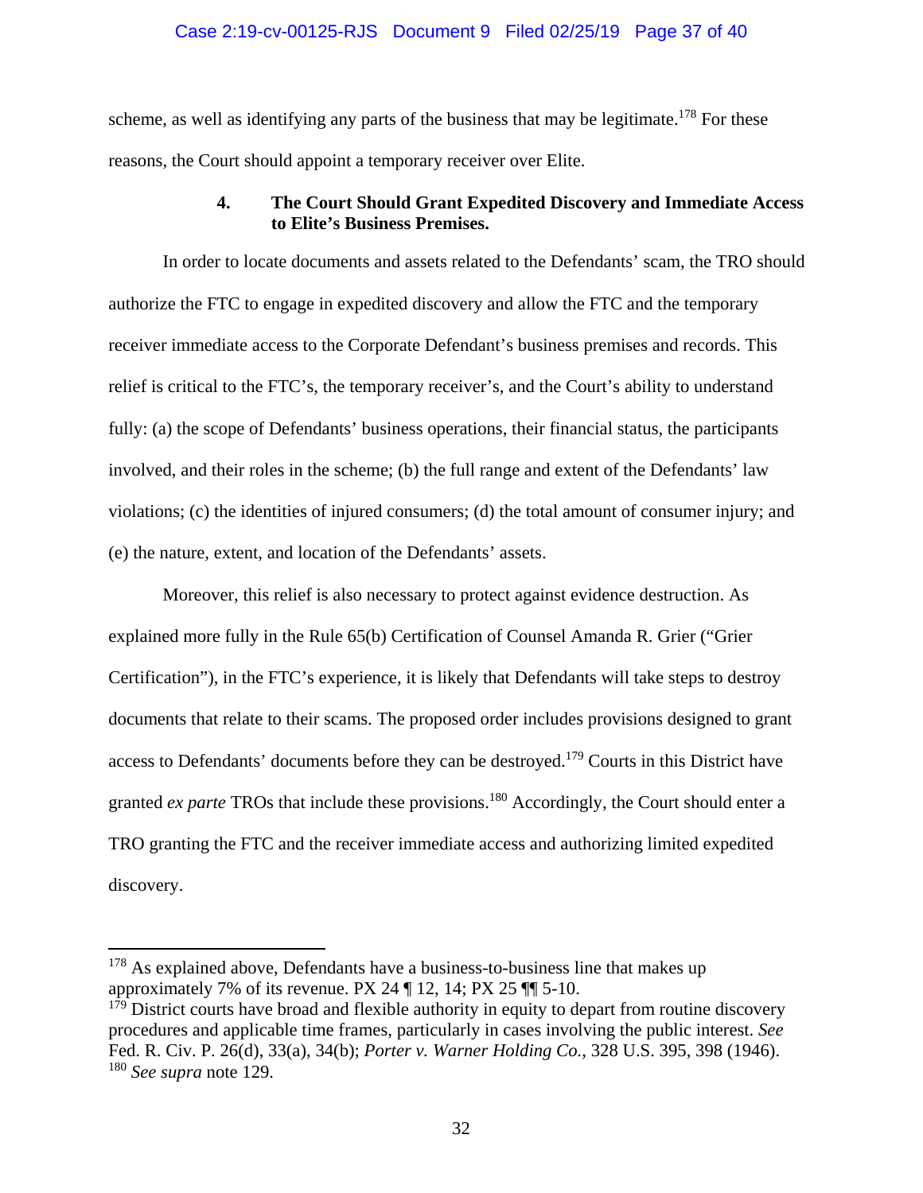scheme, as well as identifying any parts of the business that may be legitimate.[178] For these reasons, the Court should appoint a temporary receiver over Elite.

#### 4. The Court Should Grant Expedited Discovery and Immediate Access to Elite's Business Premises.

In order to locate documents and assets related to the Defendants' scam, the TRO should authorize the FTC to engage in expedited discovery and allow the FTC and the temporary receiver immediate access to the Corporate Defendant's business premises and records. This relief is critical to the FTC's, the temporary receiver's, and the Court's ability to understand fully: (a) the scope of Defendants' business operations, their financial status, the participants involved, and their roles in the scheme; (b) the full range and extent of the Defendants' law violations; (c) the identities of injured consumers; (d) the total amount of consumer injury; and (e) the nature, extent, and location of the Defendants' assets.

Moreover, this relief is also necessary to protect against evidence destruction. As explained more fully in the Rule 65(b) Certification of Counsel Amanda R. Grier ("Grier Certification"), in the FTC's experience, it is likely that Defendants will take steps to destroy documents that relate to their scams. The proposed order includes provisions designed to grant access to Defendants' documents before they can be destroyed.[179] Courts in this District have granted *ex parte* TROs that include these provisions.[180] Accordingly, the Court should enter a TRO granting the FTC and the receiver immediate access and authorizing limited expedited discovery.

---

[178] As explained above, Defendants have a business-to-business line that makes up approximately 7% of its revenue. PX 24 ¶ 12, 14; PX 25 ¶¶ 5-10.

[179] District courts have broad and flexible authority in equity to depart from routine discovery procedures and applicable time frames, particularly in cases involving the public interest. *See* Fed. R. Civ. P. 26(d), 33(a), 34(b); *Porter v. Warner Holding Co.*, 328 U.S. 395, 398 (1946).

[180] *See supra* note 129.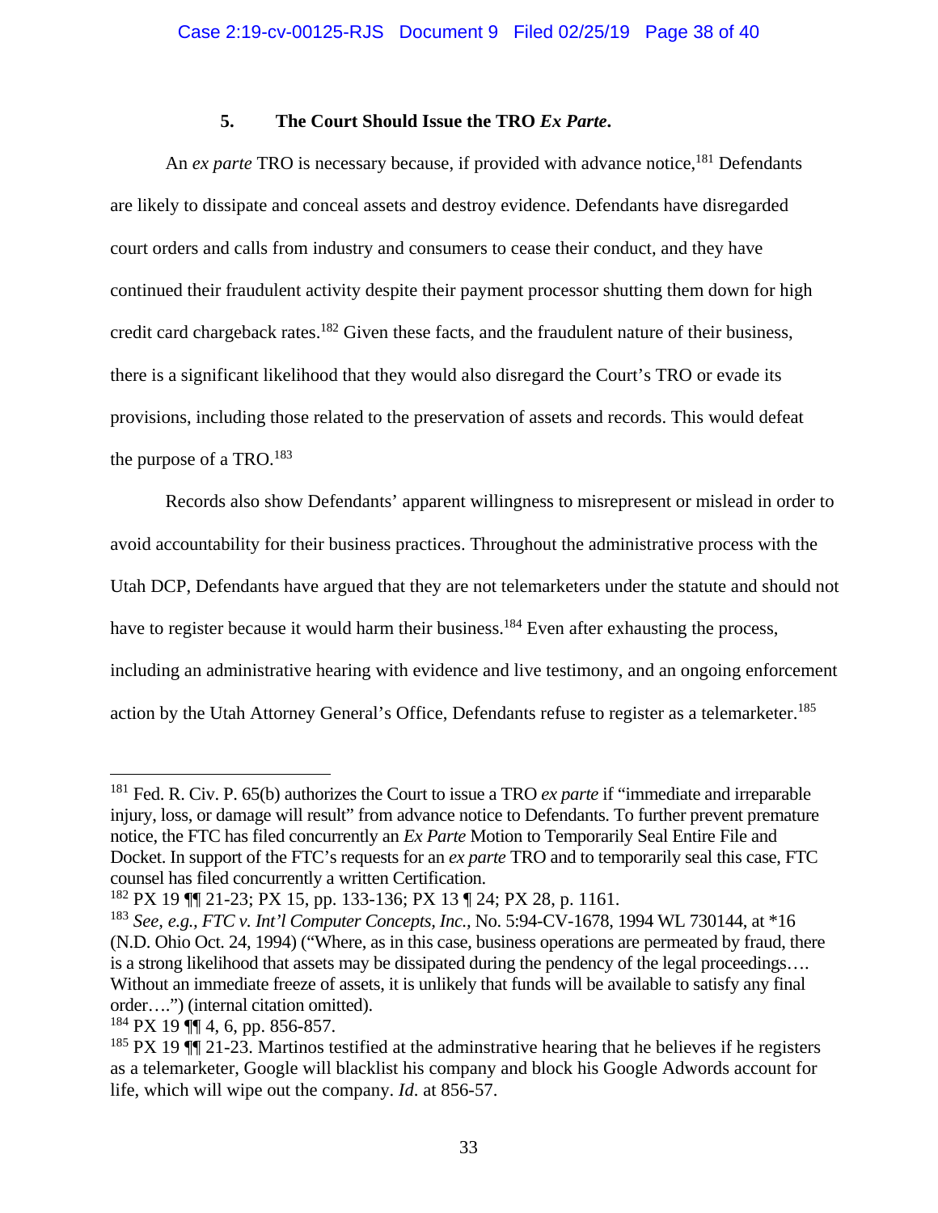### 5. The Court Should Issue the TRO *Ex Parte*.

An *ex parte* TRO is necessary because, if provided with advance notice,[181] Defendants are likely to dissipate and conceal assets and destroy evidence. Defendants have disregarded court orders and calls from industry and consumers to cease their conduct, and they have continued their fraudulent activity despite their payment processor shutting them down for high credit card chargeback rates.[182] Given these facts, and the fraudulent nature of their business, there is a significant likelihood that they would also disregard the Court's TRO or evade its provisions, including those related to the preservation of assets and records. This would defeat the purpose of a TRO.[183]

Records also show Defendants' apparent willingness to misrepresent or mislead in order to avoid accountability for their business practices. Throughout the administrative process with the Utah DCP, Defendants have argued that they are not telemarketers under the statute and should not have to register because it would harm their business.[184] Even after exhausting the process, including an administrative hearing with evidence and live testimony, and an ongoing enforcement action by the Utah Attorney General's Office, Defendants refuse to register as a telemarketer.[185]

---

[181] Fed. R. Civ. P. 65(b) authorizes the Court to issue a TRO *ex parte* if "immediate and irreparable injury, loss, or damage will result" from advance notice to Defendants. To further prevent premature notice, the FTC has filed concurrently an *Ex Parte* Motion to Temporarily Seal Entire File and Docket. In support of the FTC's requests for an *ex parte* TRO and to temporarily seal this case, FTC counsel has filed concurrently a written Certification.

[182] PX 19 ¶¶ 21-23; PX 15, pp. 133-136; PX 13 ¶ 24; PX 28, p. 1161.

[183] *See, e.g.*, *FTC v. Int'l Computer Concepts, Inc.*, No. 5:94-CV-1678, 1994 WL 730144, at *16 (N.D. Ohio Oct. 24, 1994) ("Where, as in this case, business operations are permeated by fraud, there is a strong likelihood that assets may be dissipated during the pendency of the legal proceedings…. Without an immediate freeze of assets, it is unlikely that funds will be available to satisfy any final order….") (internal citation omitted).

[184] PX 19 ¶¶ 4, 6, pp. 856-857.

[185] PX 19 ¶¶ 21-23. Martinos testified at the adminstrative hearing that he believes if he registers as a telemarketer, Google will blacklist his company and block his Google Adwords account for life, which will wipe out the company. *Id*. at 856-57.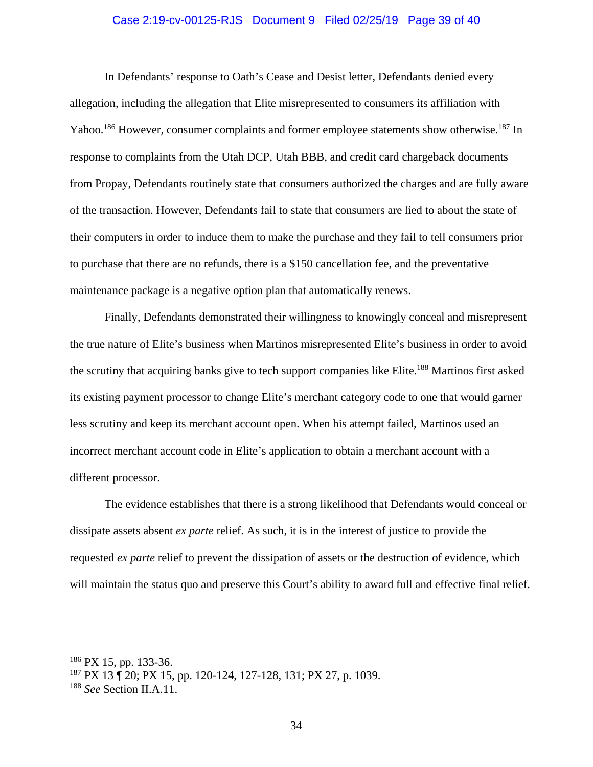In Defendants' response to Oath's Cease and Desist letter, Defendants denied every allegation, including the allegation that Elite misrepresented to consumers its affiliation with Yahoo.[186] However, consumer complaints and former employee statements show otherwise.[187] In response to complaints from the Utah DCP, Utah BBB, and credit card chargeback documents from Propay, Defendants routinely state that consumers authorized the charges and are fully aware of the transaction. However, Defendants fail to state that consumers are lied to about the state of their computers in order to induce them to make the purchase and they fail to tell consumers prior to purchase that there are no refunds, there is a $150 cancellation fee, and the preventative maintenance package is a negative option plan that automatically renews.

Finally, Defendants demonstrated their willingness to knowingly conceal and misrepresent the true nature of Elite's business when Martinos misrepresented Elite's business in order to avoid the scrutiny that acquiring banks give to tech support companies like Elite.[188] Martinos first asked its existing payment processor to change Elite's merchant category code to one that would garner less scrutiny and keep its merchant account open. When his attempt failed, Martinos used an incorrect merchant account code in Elite's application to obtain a merchant account with a different processor.

The evidence establishes that there is a strong likelihood that Defendants would conceal or dissipate assets absent *ex parte* relief. As such, it is in the interest of justice to provide the requested *ex parte* relief to prevent the dissipation of assets or the destruction of evidence, which will maintain the status quo and preserve this Court's ability to award full and effective final relief.

---

[186] PX 15, pp. 133-36.

[187] PX 13 ¶ 20; PX 15, pp. 120-124, 127-128, 131; PX 27, p. 1039.

[188] *See* Section II.A.11.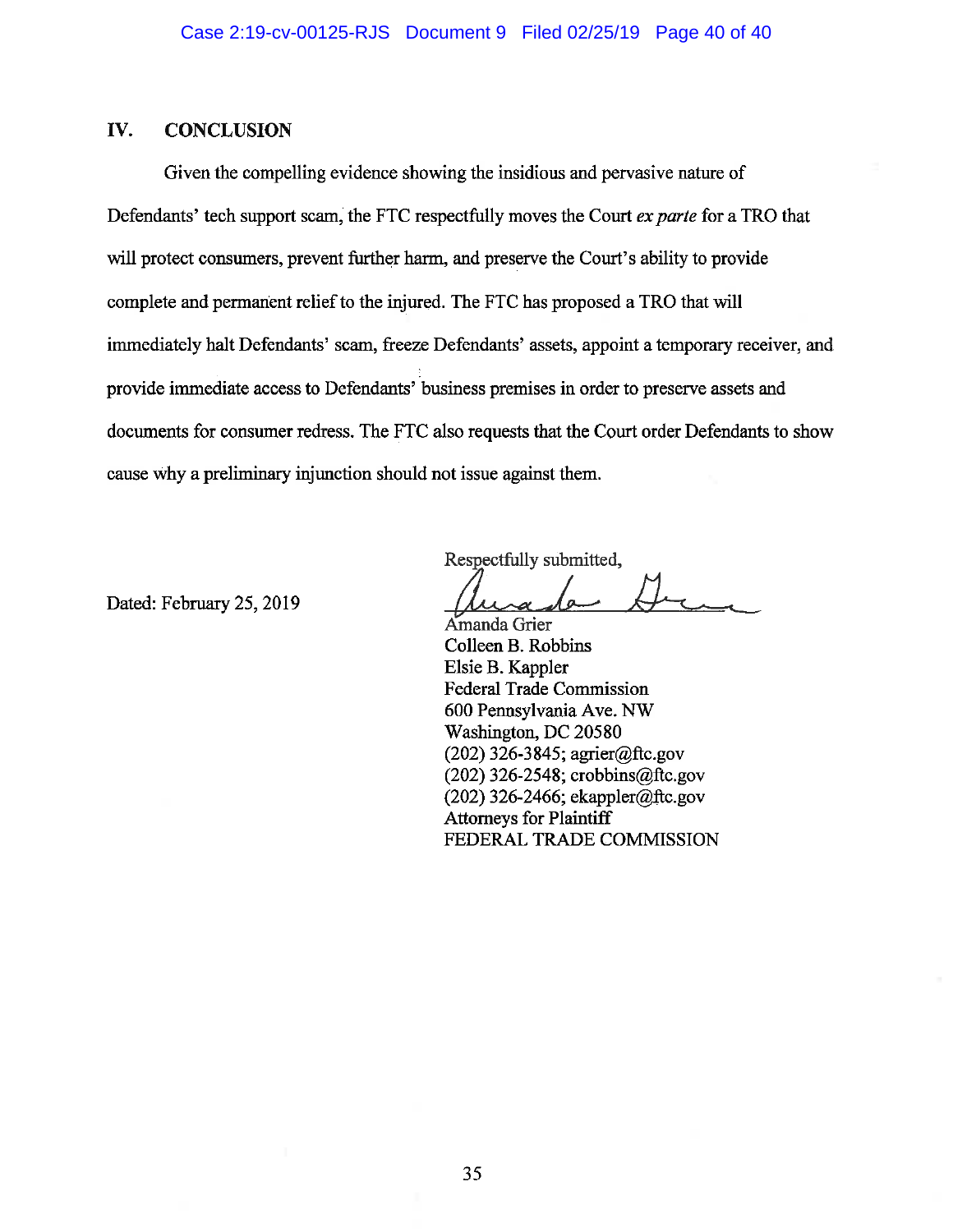## IV. CONCLUSION

Given the compelling evidence showing the insidious and pervasive nature of Defendants' tech support scam, the FTC respectfully moves the Court *ex parte* for a TRO that will protect consumers, prevent further harm, and preserve the Court's ability to provide complete and permanent relief to the injured. The FTC has proposed a TRO that will immediately halt Defendants' scam, freeze Defendants' assets, appoint a temporary receiver, and provide immediate access to Defendants' business premises in order to preserve assets and documents for consumer redress. The FTC also requests that the Court order Defendants to show cause why a preliminary injunction should not issue against them.

Dated: February 25, 2019

Respectfully submitted,

Amanda Grier
Colleen B. Robbins
Elsie B. Kappler
Federal Trade Commission
600 Pennsylvania Ave. NW
Washington, DC 20580
(202) 326-3845; agrier@ftc.gov
(202) 326-2548; crobbins@ftc.gov
(202) 326-2466; ekappler@ftc.gov
Attorneys for Plaintiff
FEDERAL TRADE COMMISSION